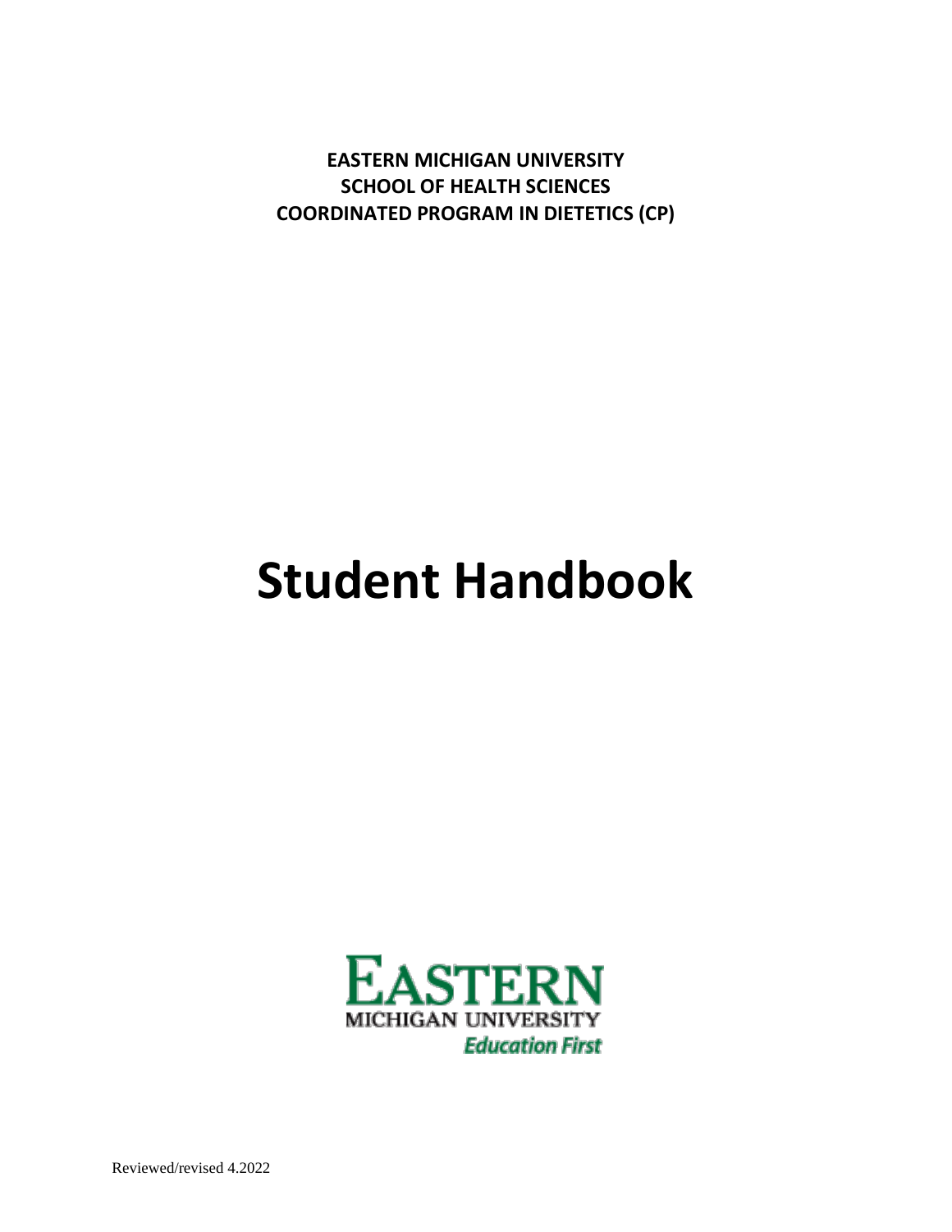**EASTERN MICHIGAN UNIVERSITY**
**SCHOOL OF HEALTH SCIENCES**
**COORDINATED PROGRAM IN DIETETICS (CP)**

# Student Handbook

EASTERN
MICHIGAN UNIVERSITY
*Education First*

Reviewed/revised 4.2022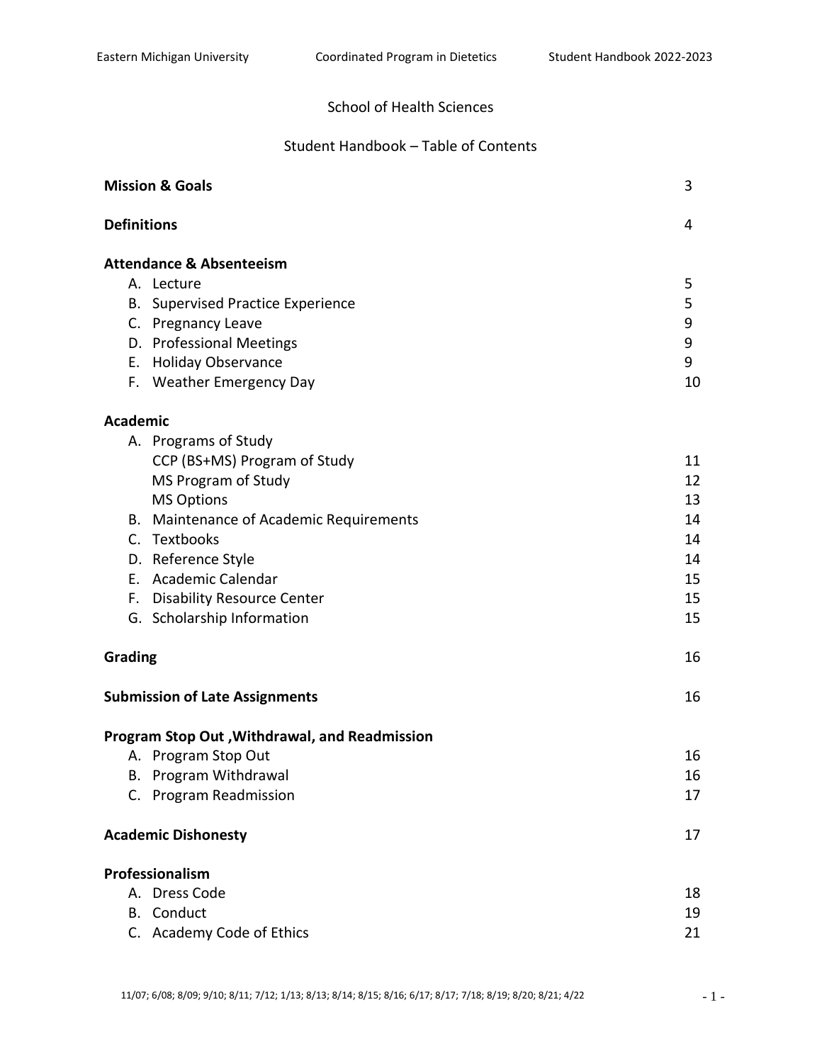School of Health Sciences

Student Handbook – Table of Contents

| | |
|---|---|
| **Mission & Goals** | 3 |
| **Definitions** | 4 |
| **Attendance & Absenteeism** | |
| A. Lecture | 5 |
| B. Supervised Practice Experience | 5 |
| C. Pregnancy Leave | 9 |
| D. Professional Meetings | 9 |
| E. Holiday Observance | 9 |
| F. Weather Emergency Day | 10 |
| **Academic** | |
| A. Programs of Study | |
| CCP (BS+MS) Program of Study | 11 |
| MS Program of Study | 12 |
| MS Options | 13 |
| B. Maintenance of Academic Requirements | 14 |
| C. Textbooks | 14 |
| D. Reference Style | 14 |
| E. Academic Calendar | 15 |
| F. Disability Resource Center | 15 |
| G. Scholarship Information | 15 |
| **Grading** | 16 |
| **Submission of Late Assignments** | 16 |
| **Program Stop Out ,Withdrawal, and Readmission** | |
| A. Program Stop Out | 16 |
| B. Program Withdrawal | 16 |
| C. Program Readmission | 17 |
| **Academic Dishonesty** | 17 |
| **Professionalism** | |
| A. Dress Code | 18 |
| B. Conduct | 19 |
| C. Academy Code of Ethics | 21 |

11/07; 6/08; 8/09; 9/10; 8/11; 7/12; 1/13; 8/13; 8/14; 8/15; 8/16; 6/17; 8/17; 7/18; 8/19; 8/20; 8/21; 4/22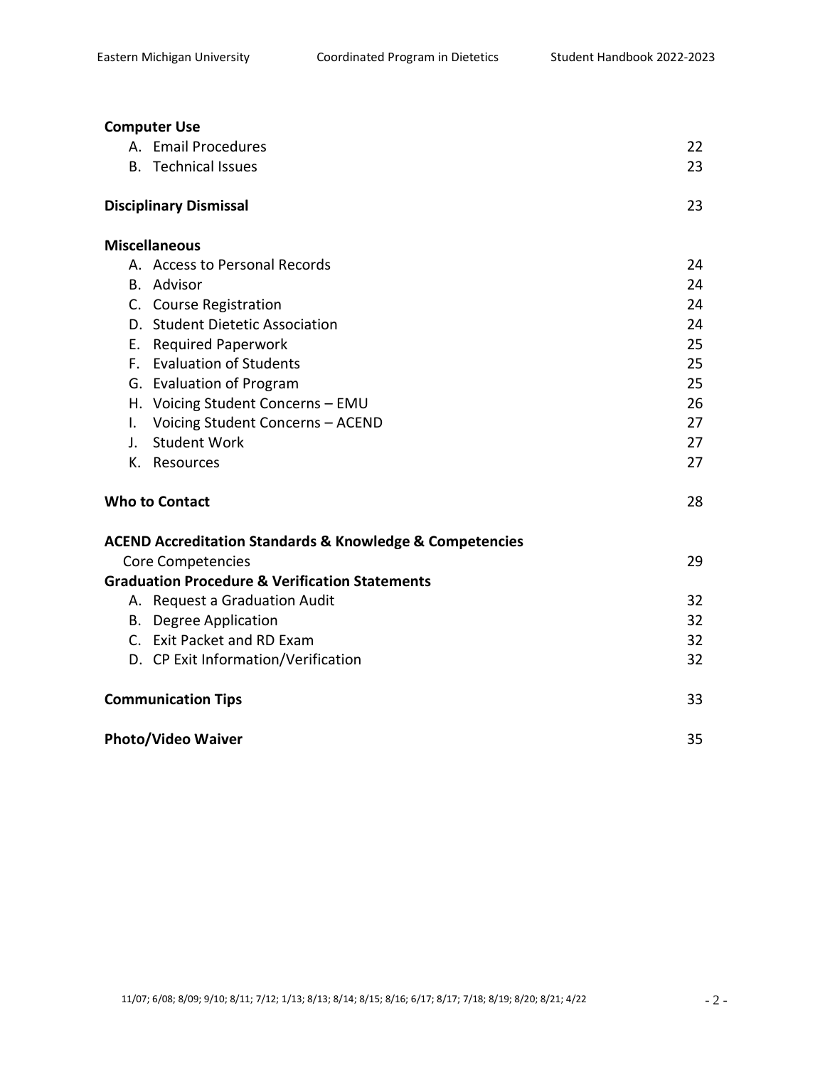| | |
|---|---|
| **Computer Use** | |
| A. Email Procedures | 22 |
| B. Technical Issues | 23 |
| **Disciplinary Dismissal** | 23 |
| **Miscellaneous** | |
| A. Access to Personal Records | 24 |
| B. Advisor | 24 |
| C. Course Registration | 24 |
| D. Student Dietetic Association | 24 |
| E. Required Paperwork | 25 |
| F. Evaluation of Students | 25 |
| G. Evaluation of Program | 25 |
| H. Voicing Student Concerns – EMU | 26 |
| I. Voicing Student Concerns – ACEND | 27 |
| J. Student Work | 27 |
| K. Resources | 27 |
| **Who to Contact** | 28 |
| **ACEND Accreditation Standards & Knowledge & Competencies** | |
| Core Competencies | 29 |
| **Graduation Procedure & Verification Statements** | |
| A. Request a Graduation Audit | 32 |
| B. Degree Application | 32 |
| C. Exit Packet and RD Exam | 32 |
| D. CP Exit Information/Verification | 32 |
| **Communication Tips** | 33 |
| **Photo/Video Waiver** | 35 |

11/07; 6/08; 8/09; 9/10; 8/11; 7/12; 1/13; 8/13; 8/14; 8/15; 8/16; 6/17; 8/17; 7/18; 8/19; 8/20; 8/21; 4/22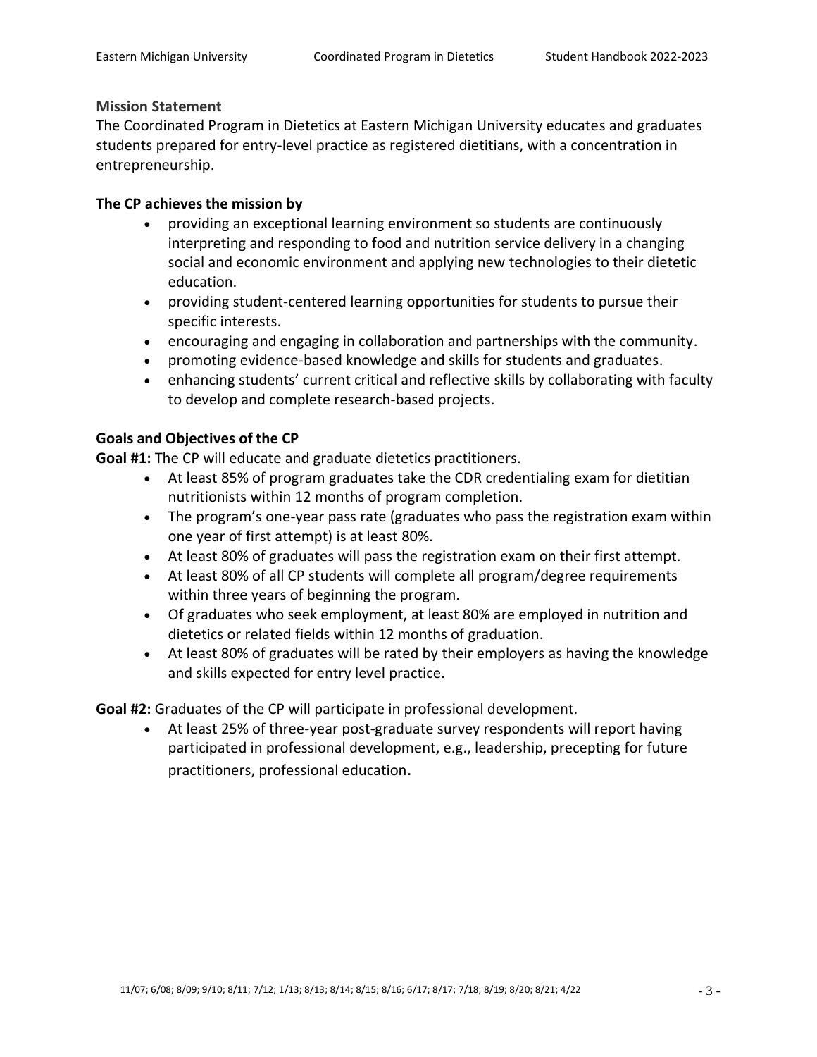## Mission Statement

The Coordinated Program in Dietetics at Eastern Michigan University educates and graduates students prepared for entry-level practice as registered dietitians, with a concentration in entrepreneurship.

### The CP achieves the mission by

- providing an exceptional learning environment so students are continuously interpreting and responding to food and nutrition service delivery in a changing social and economic environment and applying new technologies to their dietetic education.
- providing student-centered learning opportunities for students to pursue their specific interests.
- encouraging and engaging in collaboration and partnerships with the community.
- promoting evidence-based knowledge and skills for students and graduates.
- enhancing students' current critical and reflective skills by collaborating with faculty to develop and complete research-based projects.

### Goals and Objectives of the CP

**Goal #1:** The CP will educate and graduate dietetics practitioners.

- At least 85% of program graduates take the CDR credentialing exam for dietitian nutritionists within 12 months of program completion.
- The program's one-year pass rate (graduates who pass the registration exam within one year of first attempt) is at least 80%.
- At least 80% of graduates will pass the registration exam on their first attempt.
- At least 80% of all CP students will complete all program/degree requirements within three years of beginning the program.
- Of graduates who seek employment, at least 80% are employed in nutrition and dietetics or related fields within 12 months of graduation.
- At least 80% of graduates will be rated by their employers as having the knowledge and skills expected for entry level practice.

**Goal #2:** Graduates of the CP will participate in professional development.

- At least 25% of three-year post-graduate survey respondents will report having participated in professional development, e.g., leadership, precepting for future practitioners, professional education.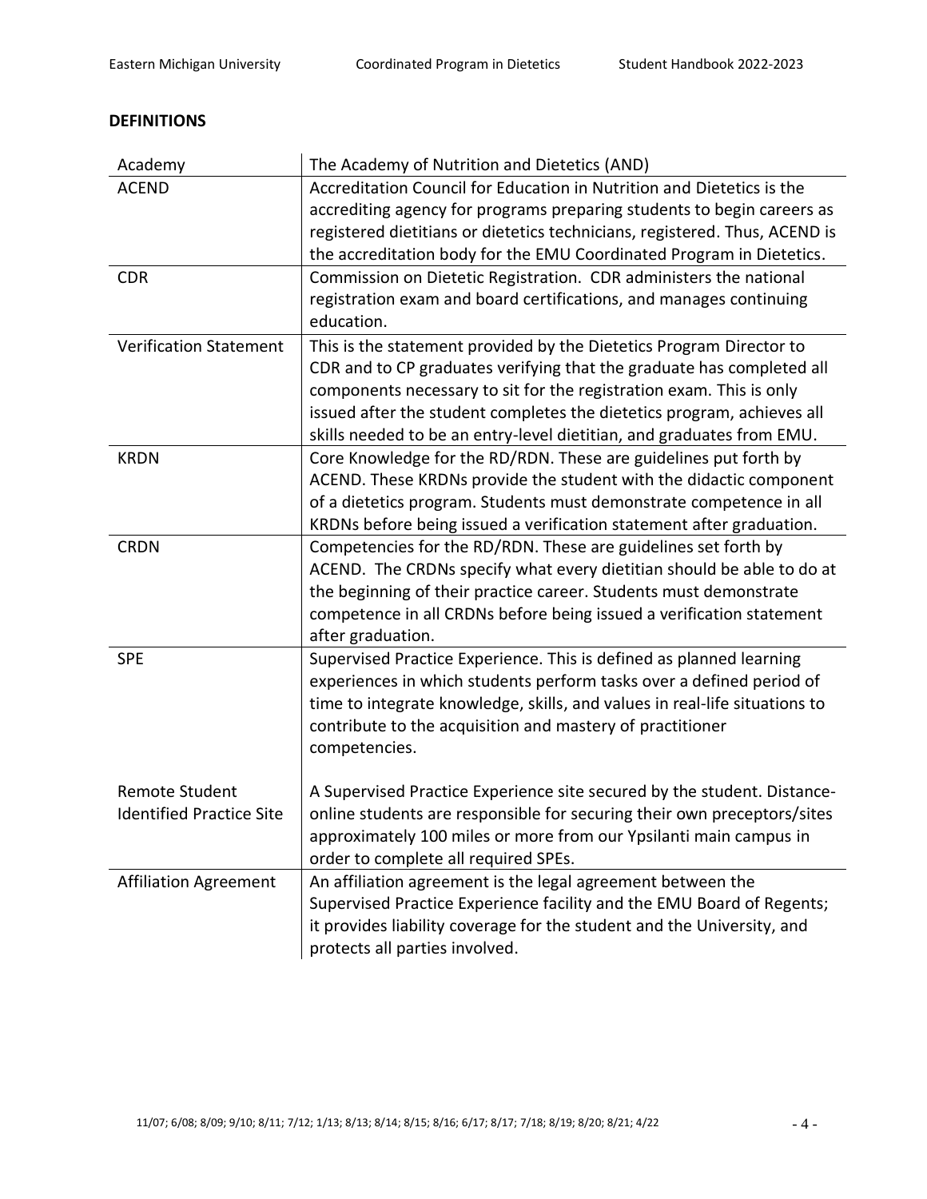## DEFINITIONS

| Term | Definition |
|---|---|
| Academy | The Academy of Nutrition and Dietetics (AND) |
| ACEND | Accreditation Council for Education in Nutrition and Dietetics is the accrediting agency for programs preparing students to begin careers as registered dietitians or dietetics technicians, registered. Thus, ACEND is the accreditation body for the EMU Coordinated Program in Dietetics. |
| CDR | Commission on Dietetic Registration. CDR administers the national registration exam and board certifications, and manages continuing education. |
| Verification Statement | This is the statement provided by the Dietetics Program Director to CDR and to CP graduates verifying that the graduate has completed all components necessary to sit for the registration exam. This is only issued after the student completes the dietetics program, achieves all skills needed to be an entry-level dietitian, and graduates from EMU. |
| KRDN | Core Knowledge for the RD/RDN. These are guidelines put forth by ACEND. These KRDNs provide the student with the didactic component of a dietetics program. Students must demonstrate competence in all KRDNs before being issued a verification statement after graduation. |
| CRDN | Competencies for the RD/RDN. These are guidelines set forth by ACEND. The CRDNs specify what every dietitian should be able to do at the beginning of their practice career. Students must demonstrate competence in all CRDNs before being issued a verification statement after graduation. |
| SPE | Supervised Practice Experience. This is defined as planned learning experiences in which students perform tasks over a defined period of time to integrate knowledge, skills, and values in real-life situations to contribute to the acquisition and mastery of practitioner competencies. |
| Remote Student Identified Practice Site | A Supervised Practice Experience site secured by the student. Distance-online students are responsible for securing their own preceptors/sites approximately 100 miles or more from our Ypsilanti main campus in order to complete all required SPEs. |
| Affiliation Agreement | An affiliation agreement is the legal agreement between the Supervised Practice Experience facility and the EMU Board of Regents; it provides liability coverage for the student and the University, and protects all parties involved. |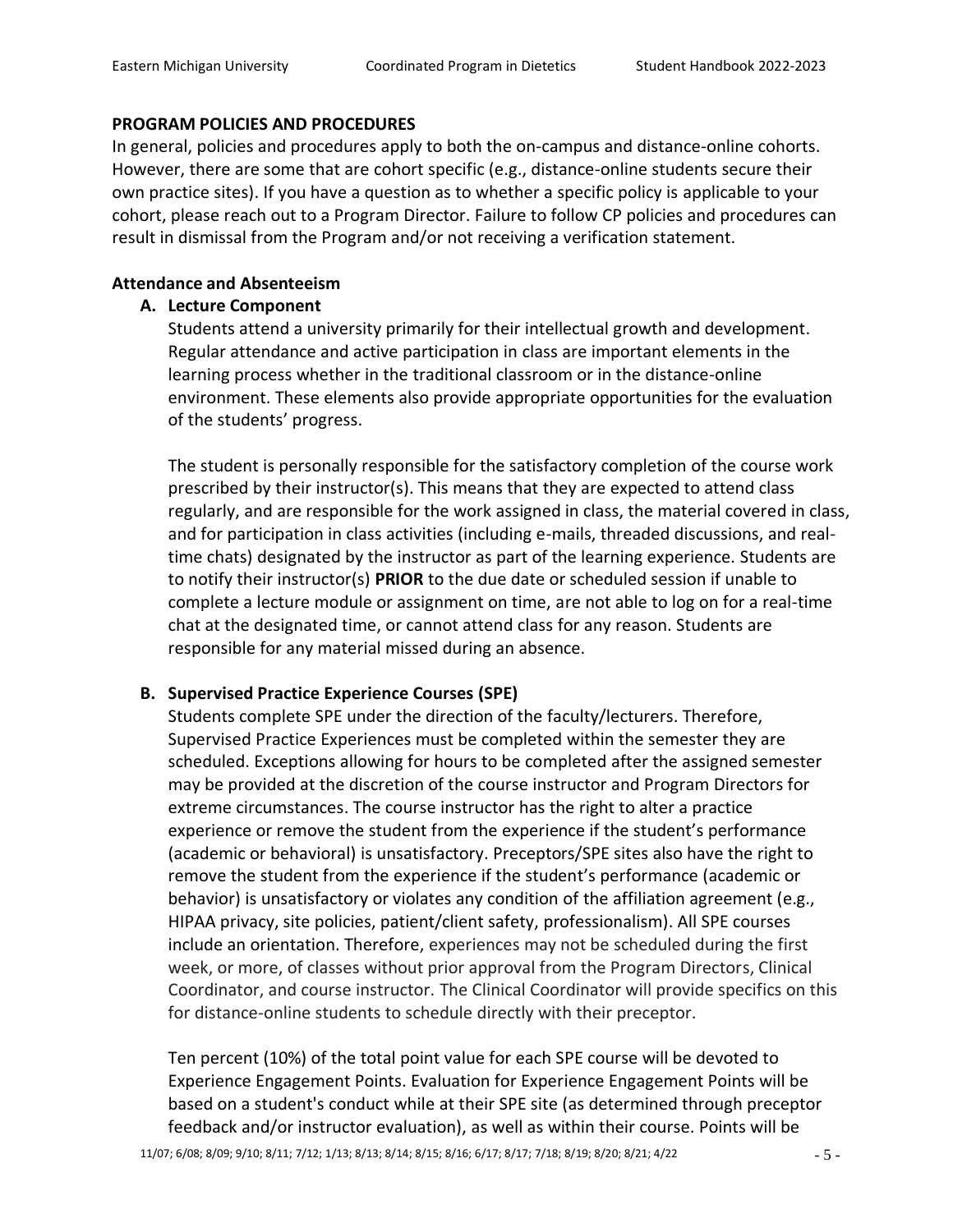## PROGRAM POLICIES AND PROCEDURES

In general, policies and procedures apply to both the on-campus and distance-online cohorts. However, there are some that are cohort specific (e.g., distance-online students secure their own practice sites). If you have a question as to whether a specific policy is applicable to your cohort, please reach out to a Program Director. Failure to follow CP policies and procedures can result in dismissal from the Program and/or not receiving a verification statement.

### Attendance and Absenteeism

**A. Lecture Component**

Students attend a university primarily for their intellectual growth and development. Regular attendance and active participation in class are important elements in the learning process whether in the traditional classroom or in the distance-online environment. These elements also provide appropriate opportunities for the evaluation of the students' progress.

The student is personally responsible for the satisfactory completion of the course work prescribed by their instructor(s). This means that they are expected to attend class regularly, and are responsible for the work assigned in class, the material covered in class, and for participation in class activities (including e-mails, threaded discussions, and real-time chats) designated by the instructor as part of the learning experience. Students are to notify their instructor(s) **PRIOR** to the due date or scheduled session if unable to complete a lecture module or assignment on time, are not able to log on for a real-time chat at the designated time, or cannot attend class for any reason. Students are responsible for any material missed during an absence.

**B. Supervised Practice Experience Courses (SPE)**

Students complete SPE under the direction of the faculty/lecturers. Therefore, Supervised Practice Experiences must be completed within the semester they are scheduled. Exceptions allowing for hours to be completed after the assigned semester may be provided at the discretion of the course instructor and Program Directors for extreme circumstances. The course instructor has the right to alter a practice experience or remove the student from the experience if the student's performance (academic or behavioral) is unsatisfactory. Preceptors/SPE sites also have the right to remove the student from the experience if the student's performance (academic or behavior) is unsatisfactory or violates any condition of the affiliation agreement (e.g., HIPAA privacy, site policies, patient/client safety, professionalism). All SPE courses include an orientation. Therefore, experiences may not be scheduled during the first week, or more, of classes without prior approval from the Program Directors, Clinical Coordinator, and course instructor. The Clinical Coordinator will provide specifics on this for distance-online students to schedule directly with their preceptor.

Ten percent (10%) of the total point value for each SPE course will be devoted to Experience Engagement Points. Evaluation for Experience Engagement Points will be based on a student's conduct while at their SPE site (as determined through preceptor feedback and/or instructor evaluation), as well as within their course. Points will be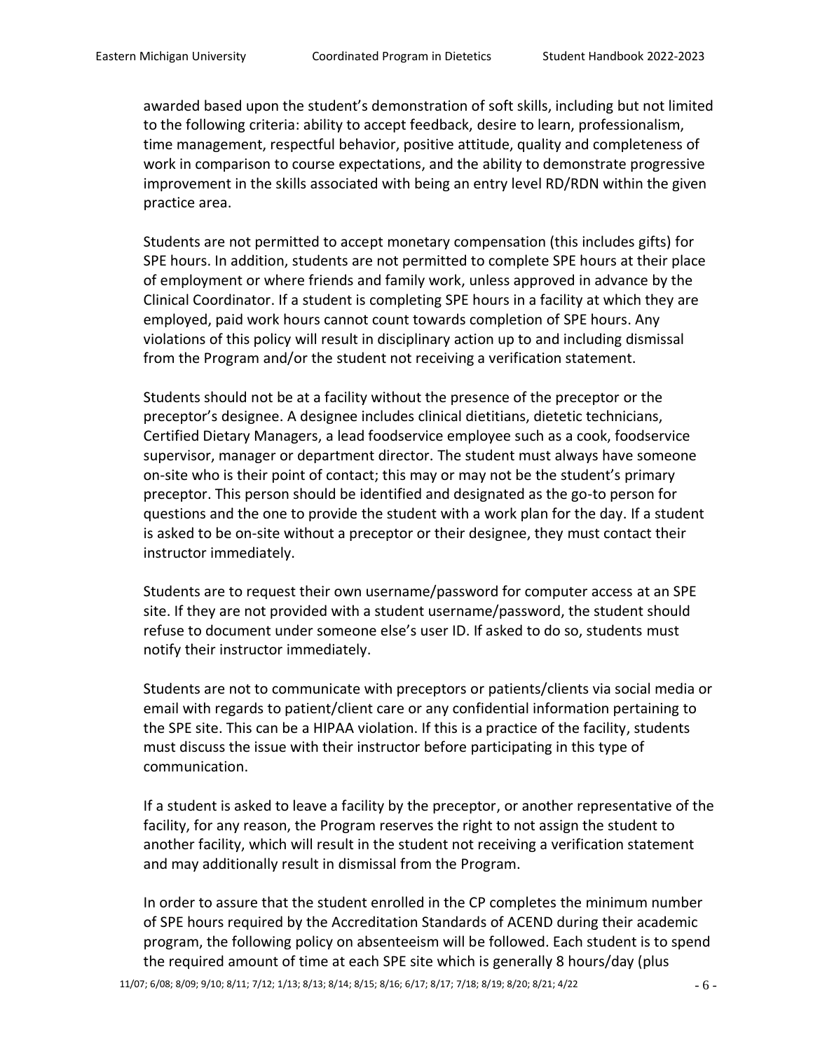awarded based upon the student's demonstration of soft skills, including but not limited to the following criteria: ability to accept feedback, desire to learn, professionalism, time management, respectful behavior, positive attitude, quality and completeness of work in comparison to course expectations, and the ability to demonstrate progressive improvement in the skills associated with being an entry level RD/RDN within the given practice area.

Students are not permitted to accept monetary compensation (this includes gifts) for SPE hours. In addition, students are not permitted to complete SPE hours at their place of employment or where friends and family work, unless approved in advance by the Clinical Coordinator. If a student is completing SPE hours in a facility at which they are employed, paid work hours cannot count towards completion of SPE hours. Any violations of this policy will result in disciplinary action up to and including dismissal from the Program and/or the student not receiving a verification statement.

Students should not be at a facility without the presence of the preceptor or the preceptor's designee. A designee includes clinical dietitians, dietetic technicians, Certified Dietary Managers, a lead foodservice employee such as a cook, foodservice supervisor, manager or department director. The student must always have someone on-site who is their point of contact; this may or may not be the student's primary preceptor. This person should be identified and designated as the go-to person for questions and the one to provide the student with a work plan for the day. If a student is asked to be on-site without a preceptor or their designee, they must contact their instructor immediately.

Students are to request their own username/password for computer access at an SPE site. If they are not provided with a student username/password, the student should refuse to document under someone else's user ID. If asked to do so, students must notify their instructor immediately.

Students are not to communicate with preceptors or patients/clients via social media or email with regards to patient/client care or any confidential information pertaining to the SPE site. This can be a HIPAA violation. If this is a practice of the facility, students must discuss the issue with their instructor before participating in this type of communication.

If a student is asked to leave a facility by the preceptor, or another representative of the facility, for any reason, the Program reserves the right to not assign the student to another facility, which will result in the student not receiving a verification statement and may additionally result in dismissal from the Program.

In order to assure that the student enrolled in the CP completes the minimum number of SPE hours required by the Accreditation Standards of ACEND during their academic program, the following policy on absenteeism will be followed. Each student is to spend the required amount of time at each SPE site which is generally 8 hours/day (plus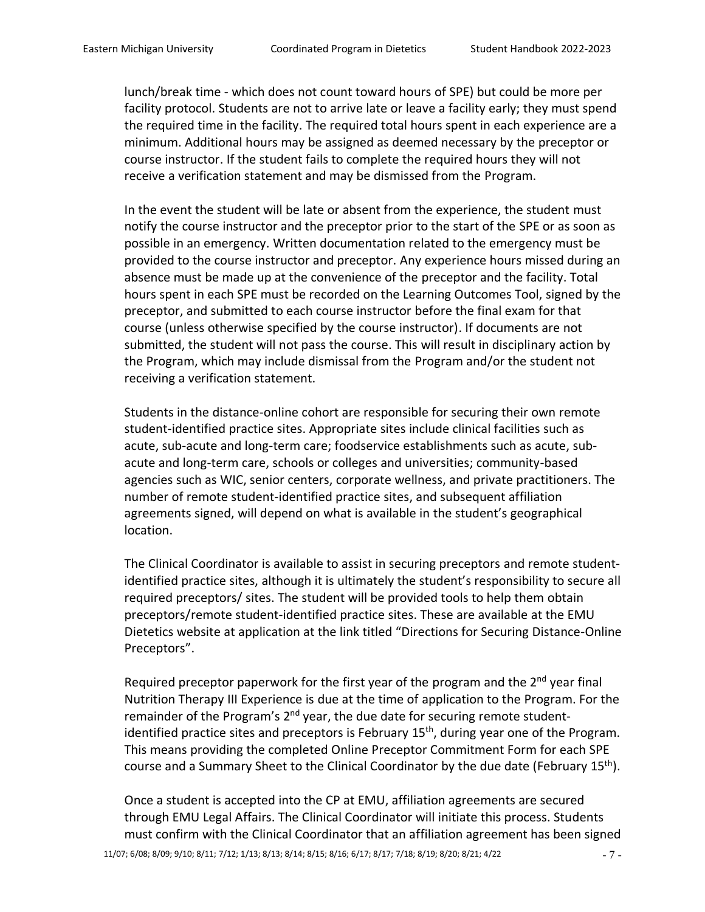lunch/break time - which does not count toward hours of SPE) but could be more per facility protocol. Students are not to arrive late or leave a facility early; they must spend the required time in the facility. The required total hours spent in each experience are a minimum. Additional hours may be assigned as deemed necessary by the preceptor or course instructor. If the student fails to complete the required hours they will not receive a verification statement and may be dismissed from the Program.

In the event the student will be late or absent from the experience, the student must notify the course instructor and the preceptor prior to the start of the SPE or as soon as possible in an emergency. Written documentation related to the emergency must be provided to the course instructor and preceptor. Any experience hours missed during an absence must be made up at the convenience of the preceptor and the facility. Total hours spent in each SPE must be recorded on the Learning Outcomes Tool, signed by the preceptor, and submitted to each course instructor before the final exam for that course (unless otherwise specified by the course instructor). If documents are not submitted, the student will not pass the course. This will result in disciplinary action by the Program, which may include dismissal from the Program and/or the student not receiving a verification statement.

Students in the distance-online cohort are responsible for securing their own remote student-identified practice sites. Appropriate sites include clinical facilities such as acute, sub-acute and long-term care; foodservice establishments such as acute, sub-acute and long-term care, schools or colleges and universities; community-based agencies such as WIC, senior centers, corporate wellness, and private practitioners. The number of remote student-identified practice sites, and subsequent affiliation agreements signed, will depend on what is available in the student's geographical location.

The Clinical Coordinator is available to assist in securing preceptors and remote student-identified practice sites, although it is ultimately the student's responsibility to secure all required preceptors/ sites. The student will be provided tools to help them obtain preceptors/remote student-identified practice sites. These are available at the EMU Dietetics website at application at the link titled "Directions for Securing Distance-Online Preceptors".

Required preceptor paperwork for the first year of the program and the 2nd year final Nutrition Therapy III Experience is due at the time of application to the Program. For the remainder of the Program's 2nd year, the due date for securing remote student-identified practice sites and preceptors is February 15th, during year one of the Program. This means providing the completed Online Preceptor Commitment Form for each SPE course and a Summary Sheet to the Clinical Coordinator by the due date (February 15th).

Once a student is accepted into the CP at EMU, affiliation agreements are secured through EMU Legal Affairs. The Clinical Coordinator will initiate this process. Students must confirm with the Clinical Coordinator that an affiliation agreement has been signed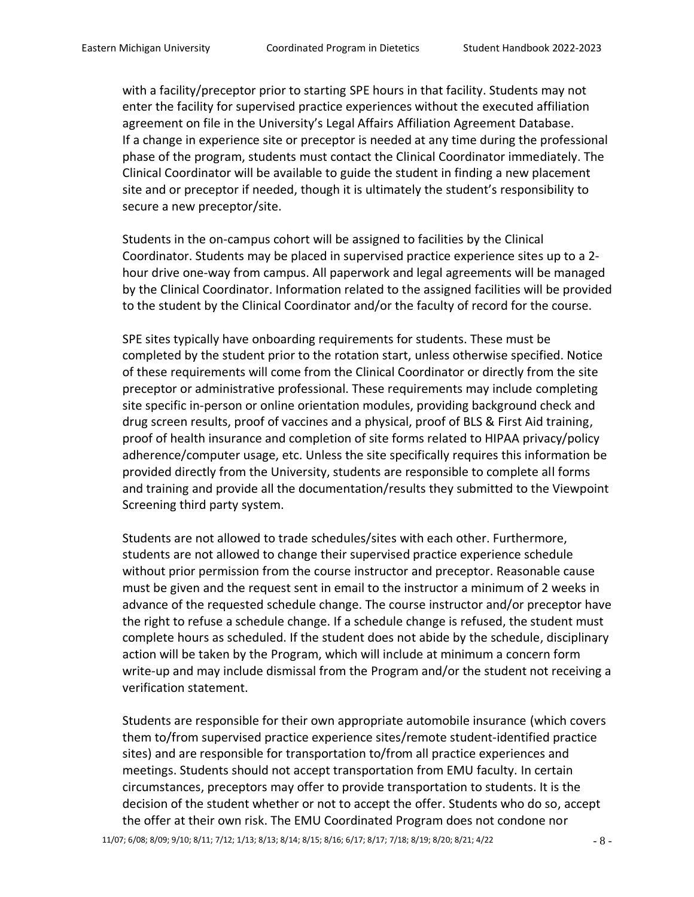with a facility/preceptor prior to starting SPE hours in that facility. Students may not enter the facility for supervised practice experiences without the executed affiliation agreement on file in the University's Legal Affairs Affiliation Agreement Database. If a change in experience site or preceptor is needed at any time during the professional phase of the program, students must contact the Clinical Coordinator immediately. The Clinical Coordinator will be available to guide the student in finding a new placement site and or preceptor if needed, though it is ultimately the student's responsibility to secure a new preceptor/site.

Students in the on-campus cohort will be assigned to facilities by the Clinical Coordinator. Students may be placed in supervised practice experience sites up to a 2-hour drive one-way from campus. All paperwork and legal agreements will be managed by the Clinical Coordinator. Information related to the assigned facilities will be provided to the student by the Clinical Coordinator and/or the faculty of record for the course.

SPE sites typically have onboarding requirements for students. These must be completed by the student prior to the rotation start, unless otherwise specified. Notice of these requirements will come from the Clinical Coordinator or directly from the site preceptor or administrative professional. These requirements may include completing site specific in-person or online orientation modules, providing background check and drug screen results, proof of vaccines and a physical, proof of BLS & First Aid training, proof of health insurance and completion of site forms related to HIPAA privacy/policy adherence/computer usage, etc. Unless the site specifically requires this information be provided directly from the University, students are responsible to complete all forms and training and provide all the documentation/results they submitted to the Viewpoint Screening third party system.

Students are not allowed to trade schedules/sites with each other. Furthermore, students are not allowed to change their supervised practice experience schedule without prior permission from the course instructor and preceptor. Reasonable cause must be given and the request sent in email to the instructor a minimum of 2 weeks in advance of the requested schedule change. The course instructor and/or preceptor have the right to refuse a schedule change. If a schedule change is refused, the student must complete hours as scheduled. If the student does not abide by the schedule, disciplinary action will be taken by the Program, which will include at minimum a concern form write-up and may include dismissal from the Program and/or the student not receiving a verification statement.

Students are responsible for their own appropriate automobile insurance (which covers them to/from supervised practice experience sites/remote student-identified practice sites) and are responsible for transportation to/from all practice experiences and meetings. Students should not accept transportation from EMU faculty. In certain circumstances, preceptors may offer to provide transportation to students. It is the decision of the student whether or not to accept the offer. Students who do so, accept the offer at their own risk. The EMU Coordinated Program does not condone nor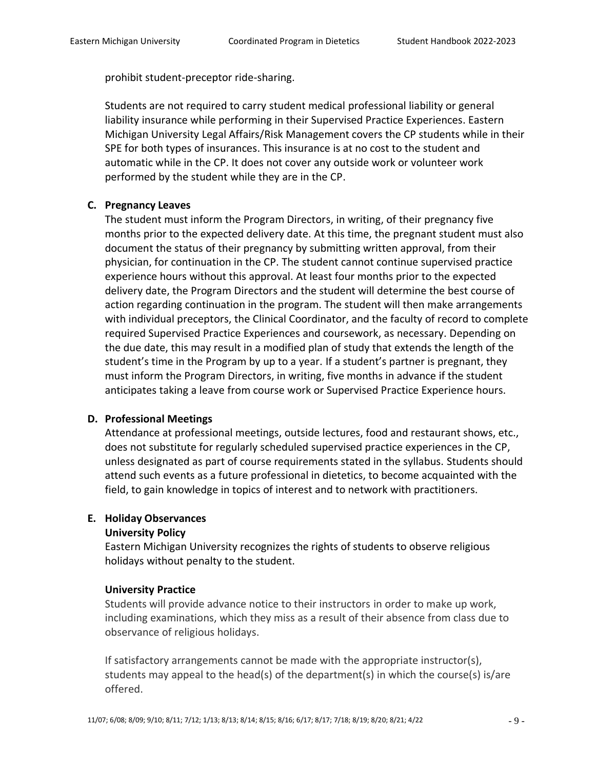prohibit student-preceptor ride-sharing.

Students are not required to carry student medical professional liability or general liability insurance while performing in their Supervised Practice Experiences. Eastern Michigan University Legal Affairs/Risk Management covers the CP students while in their SPE for both types of insurances. This insurance is at no cost to the student and automatic while in the CP. It does not cover any outside work or volunteer work performed by the student while they are in the CP.

**C. Pregnancy Leaves**

The student must inform the Program Directors, in writing, of their pregnancy five months prior to the expected delivery date. At this time, the pregnant student must also document the status of their pregnancy by submitting written approval, from their physician, for continuation in the CP. The student cannot continue supervised practice experience hours without this approval. At least four months prior to the expected delivery date, the Program Directors and the student will determine the best course of action regarding continuation in the program. The student will then make arrangements with individual preceptors, the Clinical Coordinator, and the faculty of record to complete required Supervised Practice Experiences and coursework, as necessary. Depending on the due date, this may result in a modified plan of study that extends the length of the student's time in the Program by up to a year. If a student's partner is pregnant, they must inform the Program Directors, in writing, five months in advance if the student anticipates taking a leave from course work or Supervised Practice Experience hours.

**D. Professional Meetings**

Attendance at professional meetings, outside lectures, food and restaurant shows, etc., does not substitute for regularly scheduled supervised practice experiences in the CP, unless designated as part of course requirements stated in the syllabus. Students should attend such events as a future professional in dietetics, to become acquainted with the field, to gain knowledge in topics of interest and to network with practitioners.

**E. Holiday Observances**

**University Policy**

Eastern Michigan University recognizes the rights of students to observe religious holidays without penalty to the student.

**University Practice**

Students will provide advance notice to their instructors in order to make up work, including examinations, which they miss as a result of their absence from class due to observance of religious holidays.

If satisfactory arrangements cannot be made with the appropriate instructor(s), students may appeal to the head(s) of the department(s) in which the course(s) is/are offered.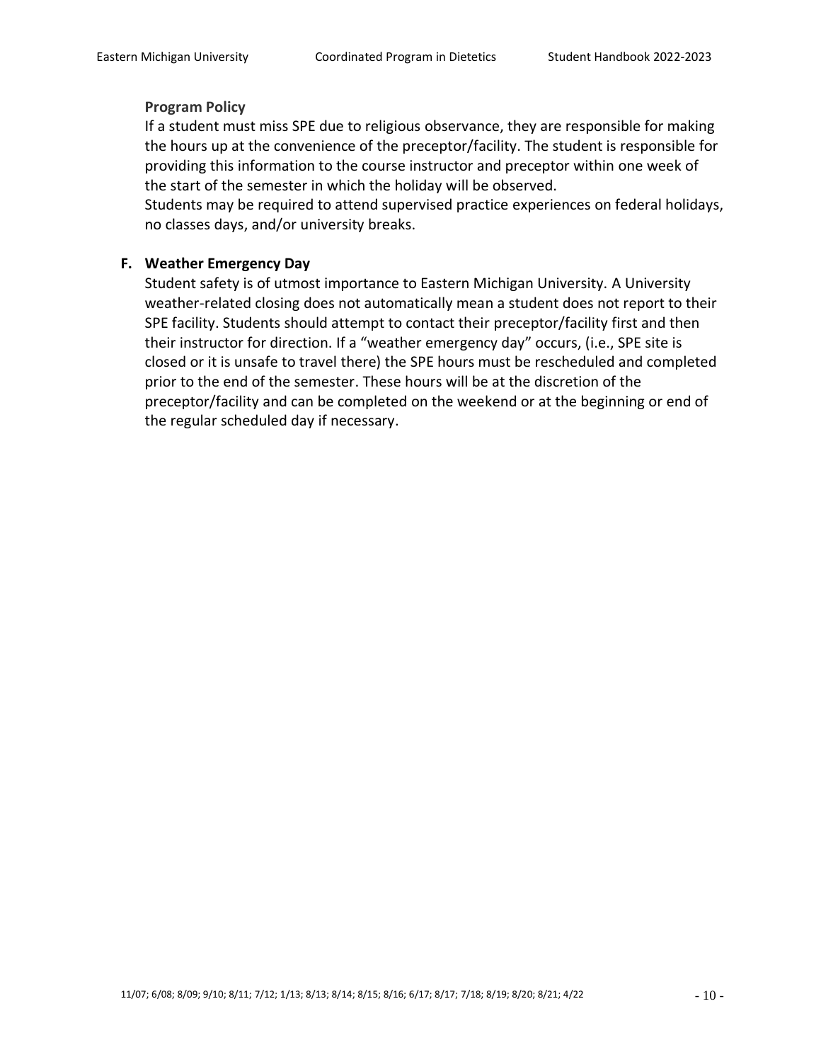**Program Policy**

If a student must miss SPE due to religious observance, they are responsible for making the hours up at the convenience of the preceptor/facility. The student is responsible for providing this information to the course instructor and preceptor within one week of the start of the semester in which the holiday will be observed.

Students may be required to attend supervised practice experiences on federal holidays, no classes days, and/or university breaks.

### F. Weather Emergency Day

Student safety is of utmost importance to Eastern Michigan University. A University weather-related closing does not automatically mean a student does not report to their SPE facility. Students should attempt to contact their preceptor/facility first and then their instructor for direction. If a "weather emergency day" occurs, (i.e., SPE site is closed or it is unsafe to travel there) the SPE hours must be rescheduled and completed prior to the end of the semester. These hours will be at the discretion of the preceptor/facility and can be completed on the weekend or at the beginning or end of the regular scheduled day if necessary.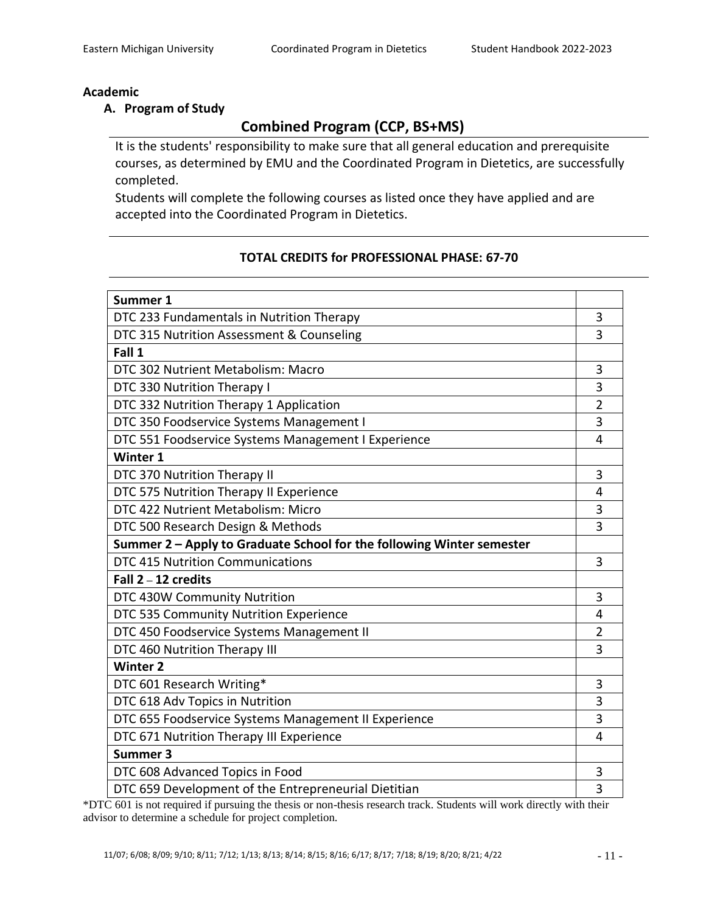## Academic

### A. Program of Study

## Combined Program (CCP, BS+MS)

It is the students' responsibility to make sure that all general education and prerequisite courses, as determined by EMU and the Coordinated Program in Dietetics, are successfully completed.

Students will complete the following courses as listed once they have applied and are accepted into the Coordinated Program in Dietetics.

**TOTAL CREDITS for PROFESSIONAL PHASE: 67-70**

| **Summer 1** | |
|---|---|
| DTC 233 Fundamentals in Nutrition Therapy | 3 |
| DTC 315 Nutrition Assessment & Counseling | 3 |
| **Fall 1** | |
| DTC 302 Nutrient Metabolism: Macro | 3 |
| DTC 330 Nutrition Therapy I | 3 |
| DTC 332 Nutrition Therapy 1 Application | 2 |
| DTC 350 Foodservice Systems Management I | 3 |
| DTC 551 Foodservice Systems Management I Experience | 4 |
| **Winter 1** | |
| DTC 370 Nutrition Therapy II | 3 |
| DTC 575 Nutrition Therapy II Experience | 4 |
| DTC 422 Nutrient Metabolism: Micro | 3 |
| DTC 500 Research Design & Methods | 3 |
| **Summer 2 – Apply to Graduate School for the following Winter semester** | |
| DTC 415 Nutrition Communications | 3 |
| **Fall 2 – 12 credits** | |
| DTC 430W Community Nutrition | 3 |
| DTC 535 Community Nutrition Experience | 4 |
| DTC 450 Foodservice Systems Management II | 2 |
| DTC 460 Nutrition Therapy III | 3 |
| **Winter 2** | |
| DTC 601 Research Writing* | 3 |
| DTC 618 Adv Topics in Nutrition | 3 |
| DTC 655 Foodservice Systems Management II Experience | 3 |
| DTC 671 Nutrition Therapy III Experience | 4 |
| **Summer 3** | |
| DTC 608 Advanced Topics in Food | 3 |
| DTC 659 Development of the Entrepreneurial Dietitian | 3 |

*DTC 601 is not required if pursuing the thesis or non-thesis research track. Students will work directly with their advisor to determine a schedule for project completion.

11/07; 6/08; 8/09; 9/10; 8/11; 7/12; 1/13; 8/13; 8/14; 8/15; 8/16; 6/17; 8/17; 7/18; 8/19; 8/20; 8/21; 4/22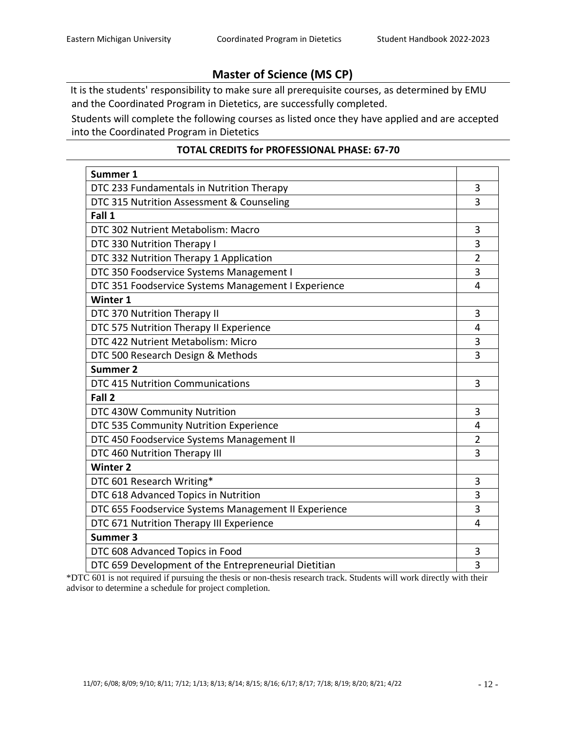## Master of Science (MS CP)

It is the students' responsibility to make sure all prerequisite courses, as determined by EMU and the Coordinated Program in Dietetics, are successfully completed.

Students will complete the following courses as listed once they have applied and are accepted into the Coordinated Program in Dietetics

**TOTAL CREDITS for PROFESSIONAL PHASE: 67-70**

| Course | Credits |
|---|---|
| **Summer 1** | |
| DTC 233 Fundamentals in Nutrition Therapy | 3 |
| DTC 315 Nutrition Assessment & Counseling | 3 |
| **Fall 1** | |
| DTC 302 Nutrient Metabolism: Macro | 3 |
| DTC 330 Nutrition Therapy I | 3 |
| DTC 332 Nutrition Therapy 1 Application | 2 |
| DTC 350 Foodservice Systems Management I | 3 |
| DTC 351 Foodservice Systems Management I Experience | 4 |
| **Winter 1** | |
| DTC 370 Nutrition Therapy II | 3 |
| DTC 575 Nutrition Therapy II Experience | 4 |
| DTC 422 Nutrient Metabolism: Micro | 3 |
| DTC 500 Research Design & Methods | 3 |
| **Summer 2** | |
| DTC 415 Nutrition Communications | 3 |
| **Fall 2** | |
| DTC 430W Community Nutrition | 3 |
| DTC 535 Community Nutrition Experience | 4 |
| DTC 450 Foodservice Systems Management II | 2 |
| DTC 460 Nutrition Therapy III | 3 |
| **Winter 2** | |
| DTC 601 Research Writing* | 3 |
| DTC 618 Advanced Topics in Nutrition | 3 |
| DTC 655 Foodservice Systems Management II Experience | 3 |
| DTC 671 Nutrition Therapy III Experience | 4 |
| **Summer 3** | |
| DTC 608 Advanced Topics in Food | 3 |
| DTC 659 Development of the Entrepreneurial Dietitian | 3 |

*DTC 601 is not required if pursuing the thesis or non-thesis research track. Students will work directly with their advisor to determine a schedule for project completion.

11/07; 6/08; 8/09; 9/10; 8/11; 7/12; 1/13; 8/13; 8/14; 8/15; 8/16; 6/17; 8/17; 7/18; 8/19; 8/20; 8/21; 4/22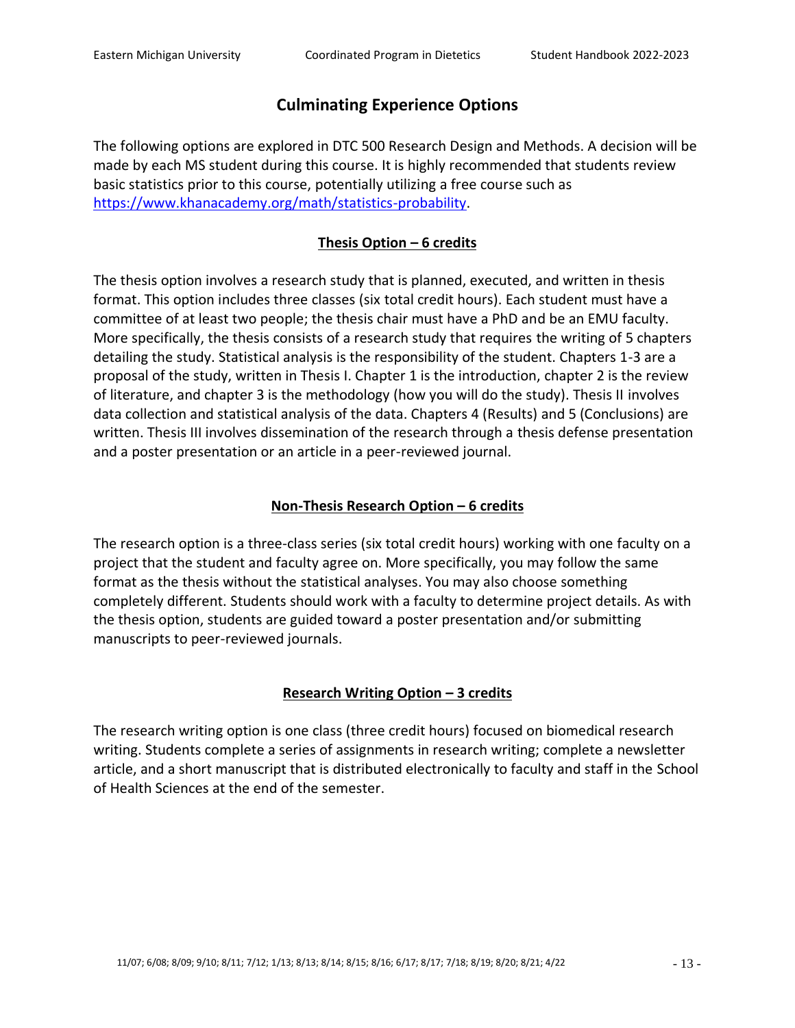# Culminating Experience Options

The following options are explored in DTC 500 Research Design and Methods. A decision will be made by each MS student during this course. It is highly recommended that students review basic statistics prior to this course, potentially utilizing a free course such as https://www.khanacademy.org/math/statistics-probability.

## Thesis Option – 6 credits

The thesis option involves a research study that is planned, executed, and written in thesis format. This option includes three classes (six total credit hours). Each student must have a committee of at least two people; the thesis chair must have a PhD and be an EMU faculty. More specifically, the thesis consists of a research study that requires the writing of 5 chapters detailing the study. Statistical analysis is the responsibility of the student. Chapters 1-3 are a proposal of the study, written in Thesis I. Chapter 1 is the introduction, chapter 2 is the review of literature, and chapter 3 is the methodology (how you will do the study). Thesis II involves data collection and statistical analysis of the data. Chapters 4 (Results) and 5 (Conclusions) are written. Thesis III involves dissemination of the research through a thesis defense presentation and a poster presentation or an article in a peer-reviewed journal.

## Non-Thesis Research Option – 6 credits

The research option is a three-class series (six total credit hours) working with one faculty on a project that the student and faculty agree on. More specifically, you may follow the same format as the thesis without the statistical analyses. You may also choose something completely different. Students should work with a faculty to determine project details. As with the thesis option, students are guided toward a poster presentation and/or submitting manuscripts to peer-reviewed journals.

## Research Writing Option – 3 credits

The research writing option is one class (three credit hours) focused on biomedical research writing. Students complete a series of assignments in research writing; complete a newsletter article, and a short manuscript that is distributed electronically to faculty and staff in the School of Health Sciences at the end of the semester.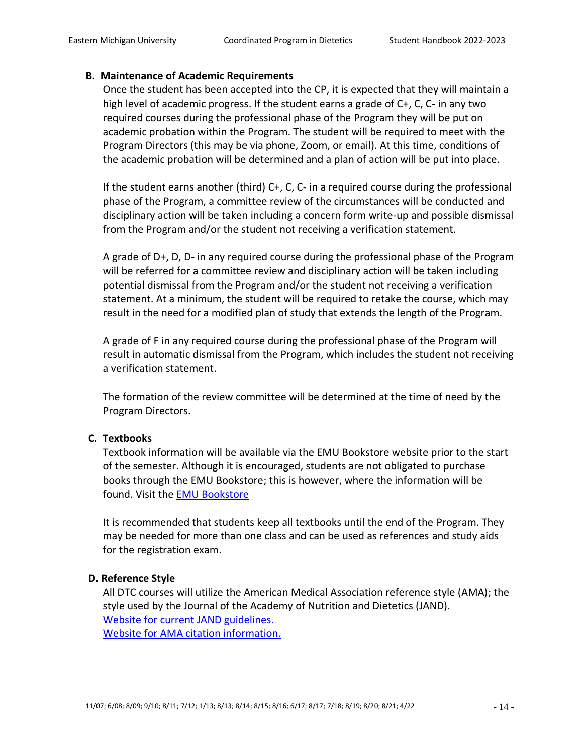### B. Maintenance of Academic Requirements

Once the student has been accepted into the CP, it is expected that they will maintain a high level of academic progress. If the student earns a grade of C+, C, C- in any two required courses during the professional phase of the Program they will be put on academic probation within the Program. The student will be required to meet with the Program Directors (this may be via phone, Zoom, or email). At this time, conditions of the academic probation will be determined and a plan of action will be put into place.

If the student earns another (third) C+, C, C- in a required course during the professional phase of the Program, a committee review of the circumstances will be conducted and disciplinary action will be taken including a concern form write-up and possible dismissal from the Program and/or the student not receiving a verification statement.

A grade of D+, D, D- in any required course during the professional phase of the Program will be referred for a committee review and disciplinary action will be taken including potential dismissal from the Program and/or the student not receiving a verification statement. At a minimum, the student will be required to retake the course, which may result in the need for a modified plan of study that extends the length of the Program.

A grade of F in any required course during the professional phase of the Program will result in automatic dismissal from the Program, which includes the student not receiving a verification statement.

The formation of the review committee will be determined at the time of need by the Program Directors.

### C. Textbooks

Textbook information will be available via the EMU Bookstore website prior to the start of the semester. Although it is encouraged, students are not obligated to purchase books through the EMU Bookstore; this is however, where the information will be found. Visit the [EMU Bookstore]

It is recommended that students keep all textbooks until the end of the Program. They may be needed for more than one class and can be used as references and study aids for the registration exam.

### D. Reference Style

All DTC courses will utilize the American Medical Association reference style (AMA); the style used by the Journal of the Academy of Nutrition and Dietetics (JAND).
[Website for current JAND guidelines.]
[Website for AMA citation information.]

11/07; 6/08; 8/09; 9/10; 8/11; 7/12; 1/13; 8/13; 8/14; 8/15; 8/16; 6/17; 8/17; 7/18; 8/19; 8/20; 8/21; 4/22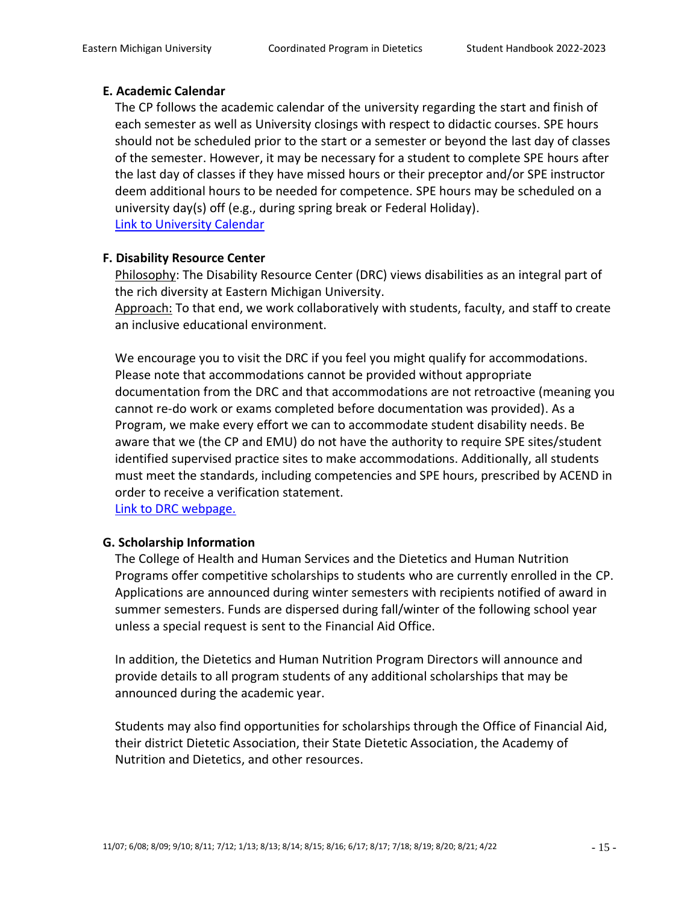### E. Academic Calendar

The CP follows the academic calendar of the university regarding the start and finish of each semester as well as University closings with respect to didactic courses. SPE hours should not be scheduled prior to the start or a semester or beyond the last day of classes of the semester. However, it may be necessary for a student to complete SPE hours after the last day of classes if they have missed hours or their preceptor and/or SPE instructor deem additional hours to be needed for competence. SPE hours may be scheduled on a university day(s) off (e.g., during spring break or Federal Holiday).

Link to University Calendar

### F. Disability Resource Center

Philosophy: The Disability Resource Center (DRC) views disabilities as an integral part of the rich diversity at Eastern Michigan University.

Approach: To that end, we work collaboratively with students, faculty, and staff to create an inclusive educational environment.

We encourage you to visit the DRC if you feel you might qualify for accommodations. Please note that accommodations cannot be provided without appropriate documentation from the DRC and that accommodations are not retroactive (meaning you cannot re-do work or exams completed before documentation was provided). As a Program, we make every effort we can to accommodate student disability needs. Be aware that we (the CP and EMU) do not have the authority to require SPE sites/student identified supervised practice sites to make accommodations. Additionally, all students must meet the standards, including competencies and SPE hours, prescribed by ACEND in order to receive a verification statement.

Link to DRC webpage.

### G. Scholarship Information

The College of Health and Human Services and the Dietetics and Human Nutrition Programs offer competitive scholarships to students who are currently enrolled in the CP. Applications are announced during winter semesters with recipients notified of award in summer semesters. Funds are dispersed during fall/winter of the following school year unless a special request is sent to the Financial Aid Office.

In addition, the Dietetics and Human Nutrition Program Directors will announce and provide details to all program students of any additional scholarships that may be announced during the academic year.

Students may also find opportunities for scholarships through the Office of Financial Aid, their district Dietetic Association, their State Dietetic Association, the Academy of Nutrition and Dietetics, and other resources.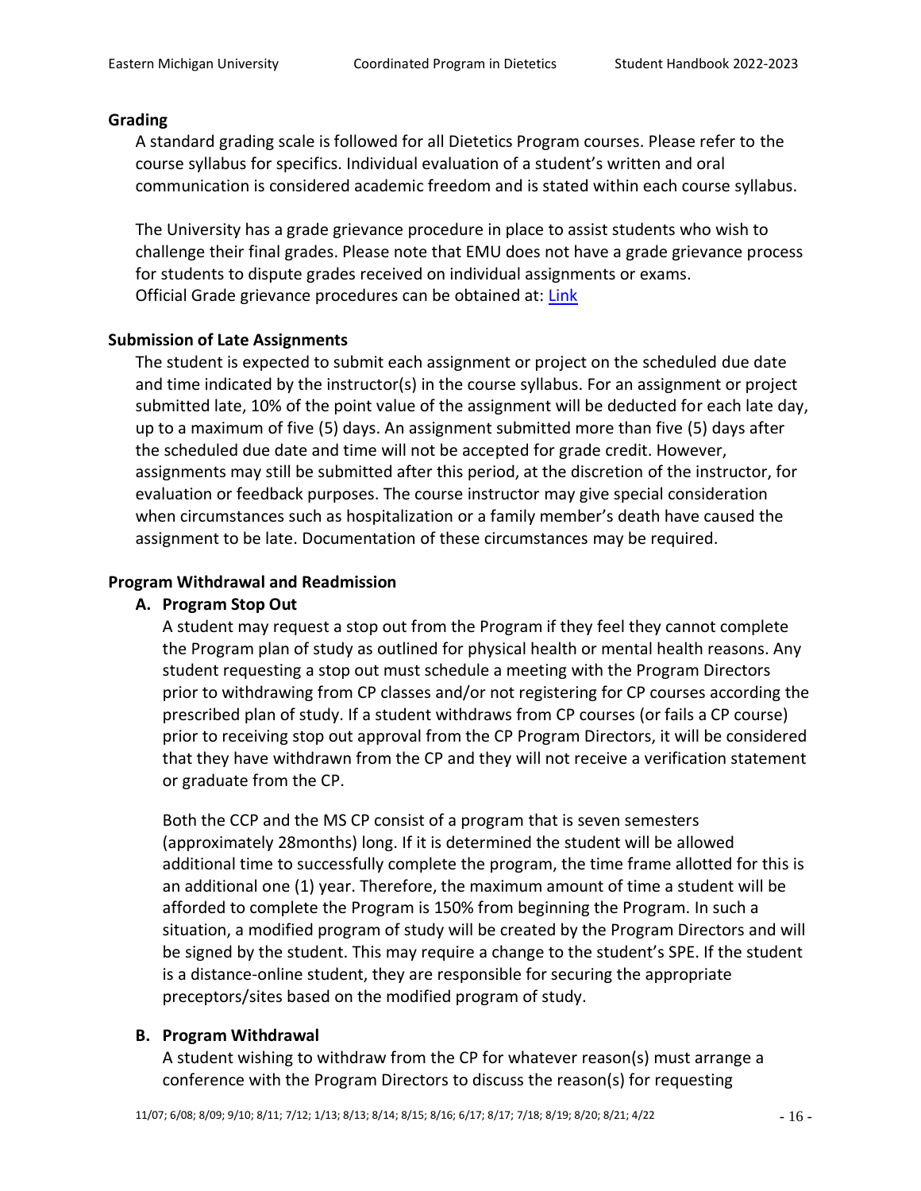### Grading

A standard grading scale is followed for all Dietetics Program courses. Please refer to the course syllabus for specifics. Individual evaluation of a student's written and oral communication is considered academic freedom and is stated within each course syllabus.

The University has a grade grievance procedure in place to assist students who wish to challenge their final grades. Please note that EMU does not have a grade grievance process for students to dispute grades received on individual assignments or exams. Official Grade grievance procedures can be obtained at: Link

### Submission of Late Assignments

The student is expected to submit each assignment or project on the scheduled due date and time indicated by the instructor(s) in the course syllabus. For an assignment or project submitted late, 10% of the point value of the assignment will be deducted for each late day, up to a maximum of five (5) days. An assignment submitted more than five (5) days after the scheduled due date and time will not be accepted for grade credit. However, assignments may still be submitted after this period, at the discretion of the instructor, for evaluation or feedback purposes. The course instructor may give special consideration when circumstances such as hospitalization or a family member's death have caused the assignment to be late. Documentation of these circumstances may be required.

### Program Withdrawal and Readmission

**A. Program Stop Out**

A student may request a stop out from the Program if they feel they cannot complete the Program plan of study as outlined for physical health or mental health reasons. Any student requesting a stop out must schedule a meeting with the Program Directors prior to withdrawing from CP classes and/or not registering for CP courses according the prescribed plan of study. If a student withdraws from CP courses (or fails a CP course) prior to receiving stop out approval from the CP Program Directors, it will be considered that they have withdrawn from the CP and they will not receive a verification statement or graduate from the CP.

Both the CCP and the MS CP consist of a program that is seven semesters (approximately 28months) long. If it is determined the student will be allowed additional time to successfully complete the program, the time frame allotted for this is an additional one (1) year. Therefore, the maximum amount of time a student will be afforded to complete the Program is 150% from beginning the Program. In such a situation, a modified program of study will be created by the Program Directors and will be signed by the student. This may require a change to the student's SPE. If the student is a distance-online student, they are responsible for securing the appropriate preceptors/sites based on the modified program of study.

**B. Program Withdrawal**

A student wishing to withdraw from the CP for whatever reason(s) must arrange a conference with the Program Directors to discuss the reason(s) for requesting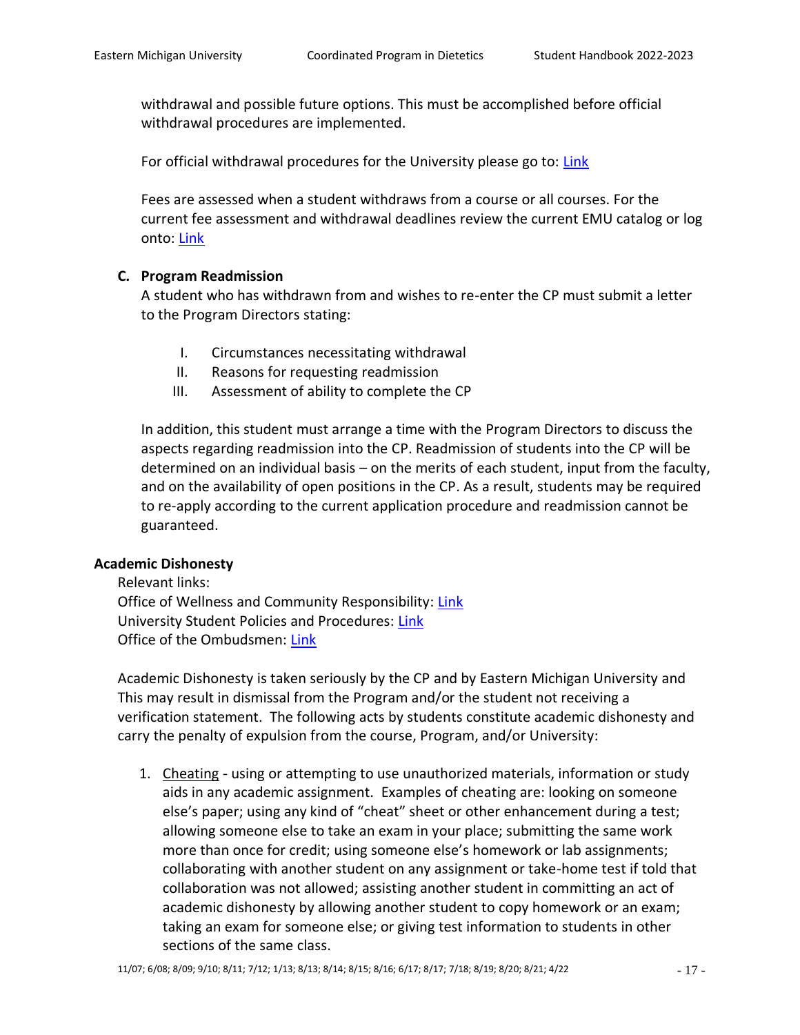withdrawal and possible future options. This must be accomplished before official withdrawal procedures are implemented.

For official withdrawal procedures for the University please go to: Link

Fees are assessed when a student withdraws from a course or all courses. For the current fee assessment and withdrawal deadlines review the current EMU catalog or log onto: Link

### C. Program Readmission

A student who has withdrawn from and wishes to re-enter the CP must submit a letter to the Program Directors stating:

I. Circumstances necessitating withdrawal
II. Reasons for requesting readmission
III. Assessment of ability to complete the CP

In addition, this student must arrange a time with the Program Directors to discuss the aspects regarding readmission into the CP. Readmission of students into the CP will be determined on an individual basis – on the merits of each student, input from the faculty, and on the availability of open positions in the CP. As a result, students may be required to re-apply according to the current application procedure and readmission cannot be guaranteed.

## Academic Dishonesty

Relevant links:
Office of Wellness and Community Responsibility: Link
University Student Policies and Procedures: Link
Office of the Ombudsmen: Link

Academic Dishonesty is taken seriously by the CP and by Eastern Michigan University and This may result in dismissal from the Program and/or the student not receiving a verification statement. The following acts by students constitute academic dishonesty and carry the penalty of expulsion from the course, Program, and/or University:

1. Cheating - using or attempting to use unauthorized materials, information or study aids in any academic assignment. Examples of cheating are: looking on someone else's paper; using any kind of "cheat" sheet or other enhancement during a test; allowing someone else to take an exam in your place; submitting the same work more than once for credit; using someone else's homework or lab assignments; collaborating with another student on any assignment or take-home test if told that collaboration was not allowed; assisting another student in committing an act of academic dishonesty by allowing another student to copy homework or an exam; taking an exam for someone else; or giving test information to students in other sections of the same class.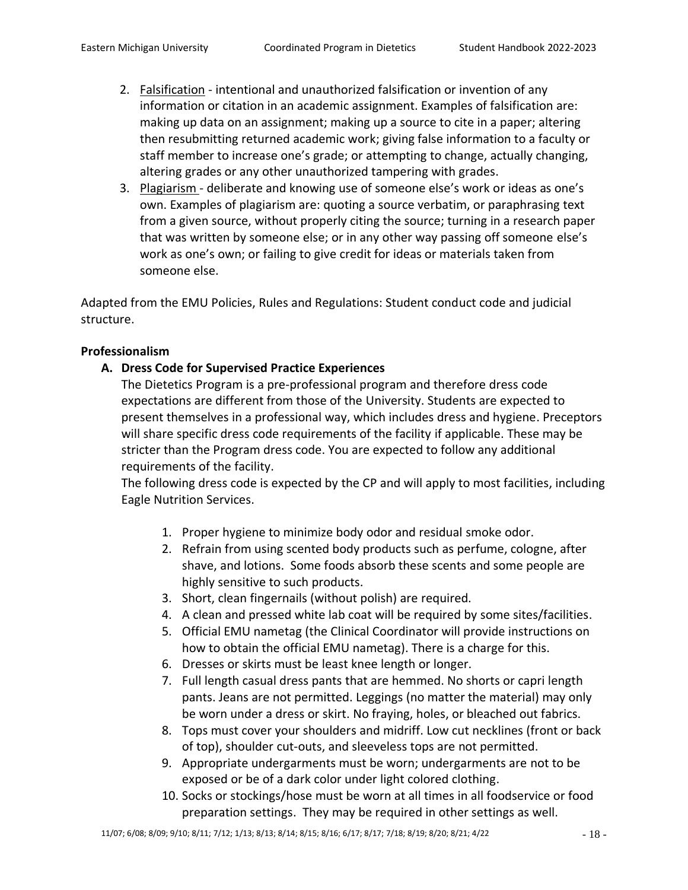2. Falsification - intentional and unauthorized falsification or invention of any information or citation in an academic assignment. Examples of falsification are: making up data on an assignment; making up a source to cite in a paper; altering then resubmitting returned academic work; giving false information to a faculty or staff member to increase one's grade; or attempting to change, actually changing, altering grades or any other unauthorized tampering with grades.
3. Plagiarism - deliberate and knowing use of someone else's work or ideas as one's own. Examples of plagiarism are: quoting a source verbatim, or paraphrasing text from a given source, without properly citing the source; turning in a research paper that was written by someone else; or in any other way passing off someone else's work as one's own; or failing to give credit for ideas or materials taken from someone else.

Adapted from the EMU Policies, Rules and Regulations: Student conduct code and judicial structure.

**Professionalism**

**A. Dress Code for Supervised Practice Experiences**

The Dietetics Program is a pre-professional program and therefore dress code expectations are different from those of the University. Students are expected to present themselves in a professional way, which includes dress and hygiene. Preceptors will share specific dress code requirements of the facility if applicable. These may be stricter than the Program dress code. You are expected to follow any additional requirements of the facility.

The following dress code is expected by the CP and will apply to most facilities, including Eagle Nutrition Services.

1. Proper hygiene to minimize body odor and residual smoke odor.
2. Refrain from using scented body products such as perfume, cologne, after shave, and lotions. Some foods absorb these scents and some people are highly sensitive to such products.
3. Short, clean fingernails (without polish) are required.
4. A clean and pressed white lab coat will be required by some sites/facilities.
5. Official EMU nametag (the Clinical Coordinator will provide instructions on how to obtain the official EMU nametag). There is a charge for this.
6. Dresses or skirts must be least knee length or longer.
7. Full length casual dress pants that are hemmed. No shorts or capri length pants. Jeans are not permitted. Leggings (no matter the material) may only be worn under a dress or skirt. No fraying, holes, or bleached out fabrics.
8. Tops must cover your shoulders and midriff. Low cut necklines (front or back of top), shoulder cut-outs, and sleeveless tops are not permitted.
9. Appropriate undergarments must be worn; undergarments are not to be exposed or be of a dark color under light colored clothing.
10. Socks or stockings/hose must be worn at all times in all foodservice or food preparation settings. They may be required in other settings as well.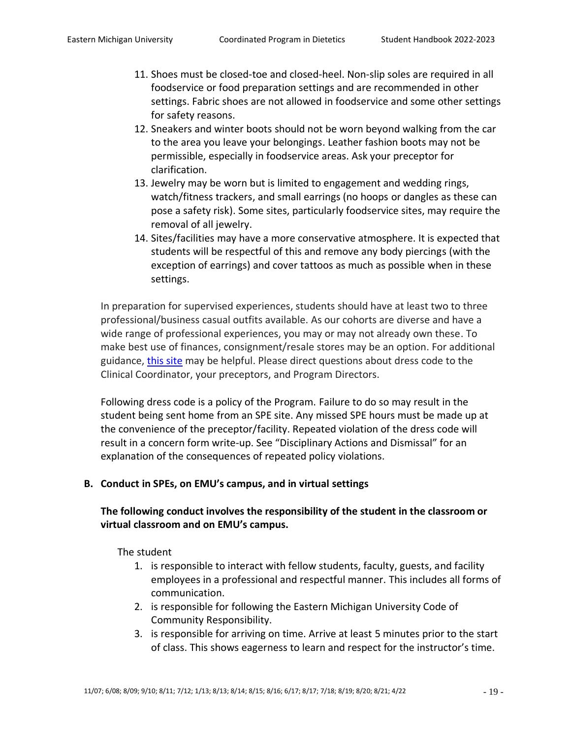11. Shoes must be closed-toe and closed-heel. Non-slip soles are required in all foodservice or food preparation settings and are recommended in other settings. Fabric shoes are not allowed in foodservice and some other settings for safety reasons.
12. Sneakers and winter boots should not be worn beyond walking from the car to the area you leave your belongings. Leather fashion boots may not be permissible, especially in foodservice areas. Ask your preceptor for clarification.
13. Jewelry may be worn but is limited to engagement and wedding rings, watch/fitness trackers, and small earrings (no hoops or dangles as these can pose a safety risk). Some sites, particularly foodservice sites, may require the removal of all jewelry.
14. Sites/facilities may have a more conservative atmosphere. It is expected that students will be respectful of this and remove any body piercings (with the exception of earrings) and cover tattoos as much as possible when in these settings.

In preparation for supervised experiences, students should have at least two to three professional/business casual outfits available. As our cohorts are diverse and have a wide range of professional experiences, you may or may not already own these. To make best use of finances, consignment/resale stores may be an option. For additional guidance, this site may be helpful. Please direct questions about dress code to the Clinical Coordinator, your preceptors, and Program Directors.

Following dress code is a policy of the Program. Failure to do so may result in the student being sent home from an SPE site. Any missed SPE hours must be made up at the convenience of the preceptor/facility. Repeated violation of the dress code will result in a concern form write-up. See "Disciplinary Actions and Dismissal" for an explanation of the consequences of repeated policy violations.

### B. Conduct in SPEs, on EMU's campus, and in virtual settings

**The following conduct involves the responsibility of the student in the classroom or virtual classroom and on EMU's campus.**

The student

1. is responsible to interact with fellow students, faculty, guests, and facility employees in a professional and respectful manner. This includes all forms of communication.
2. is responsible for following the Eastern Michigan University Code of Community Responsibility.
3. is responsible for arriving on time. Arrive at least 5 minutes prior to the start of class. This shows eagerness to learn and respect for the instructor's time.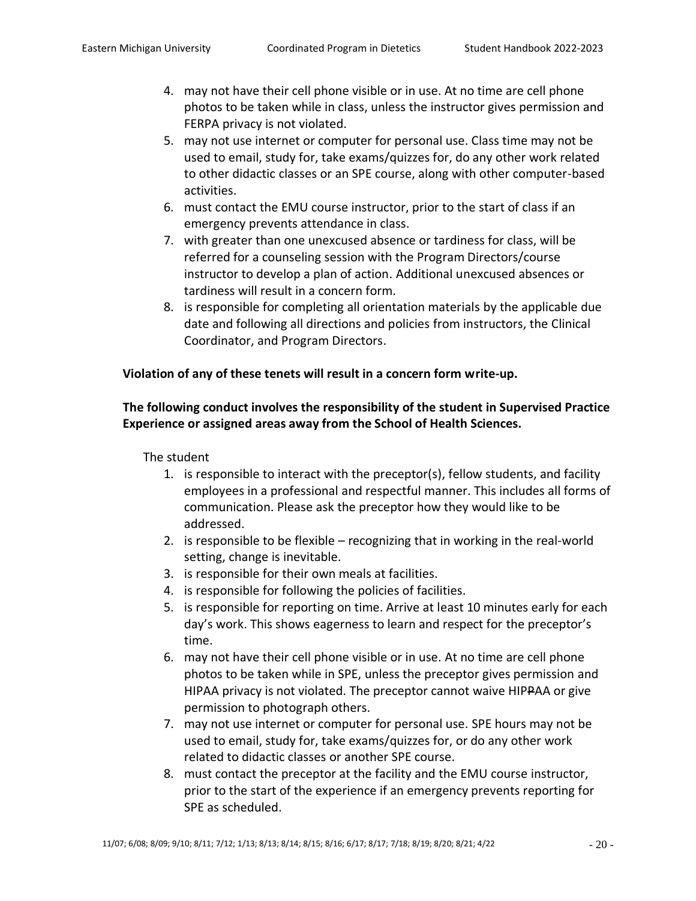4. may not have their cell phone visible or in use. At no time are cell phone photos to be taken while in class, unless the instructor gives permission and FERPA privacy is not violated.
5. may not use internet or computer for personal use. Class time may not be used to email, study for, take exams/quizzes for, do any other work related to other didactic classes or an SPE course, along with other computer-based activities.
6. must contact the EMU course instructor, prior to the start of class if an emergency prevents attendance in class.
7. with greater than one unexcused absence or tardiness for class, will be referred for a counseling session with the Program Directors/course instructor to develop a plan of action. Additional unexcused absences or tardiness will result in a concern form.
8. is responsible for completing all orientation materials by the applicable due date and following all directions and policies from instructors, the Clinical Coordinator, and Program Directors.

**Violation of any of these tenets will result in a concern form write-up.**

**The following conduct involves the responsibility of the student in Supervised Practice Experience or assigned areas away from the School of Health Sciences.**

The student

1. is responsible to interact with the preceptor(s), fellow students, and facility employees in a professional and respectful manner. This includes all forms of communication. Please ask the preceptor how they would like to be addressed.
2. is responsible to be flexible – recognizing that in working in the real-world setting, change is inevitable.
3. is responsible for their own meals at facilities.
4. is responsible for following the policies of facilities.
5. is responsible for reporting on time. Arrive at least 10 minutes early for each day's work. This shows eagerness to learn and respect for the preceptor's time.
6. may not have their cell phone visible or in use. At no time are cell phone photos to be taken while in SPE, unless the preceptor gives permission and HIPAA privacy is not violated. The preceptor cannot waive HIP~~P~~AA or give permission to photograph others.
7. may not use internet or computer for personal use. SPE hours may not be used to email, study for, take exams/quizzes for, or do any other work related to didactic classes or another SPE course.
8. must contact the preceptor at the facility and the EMU course instructor, prior to the start of the experience if an emergency prevents reporting for SPE as scheduled.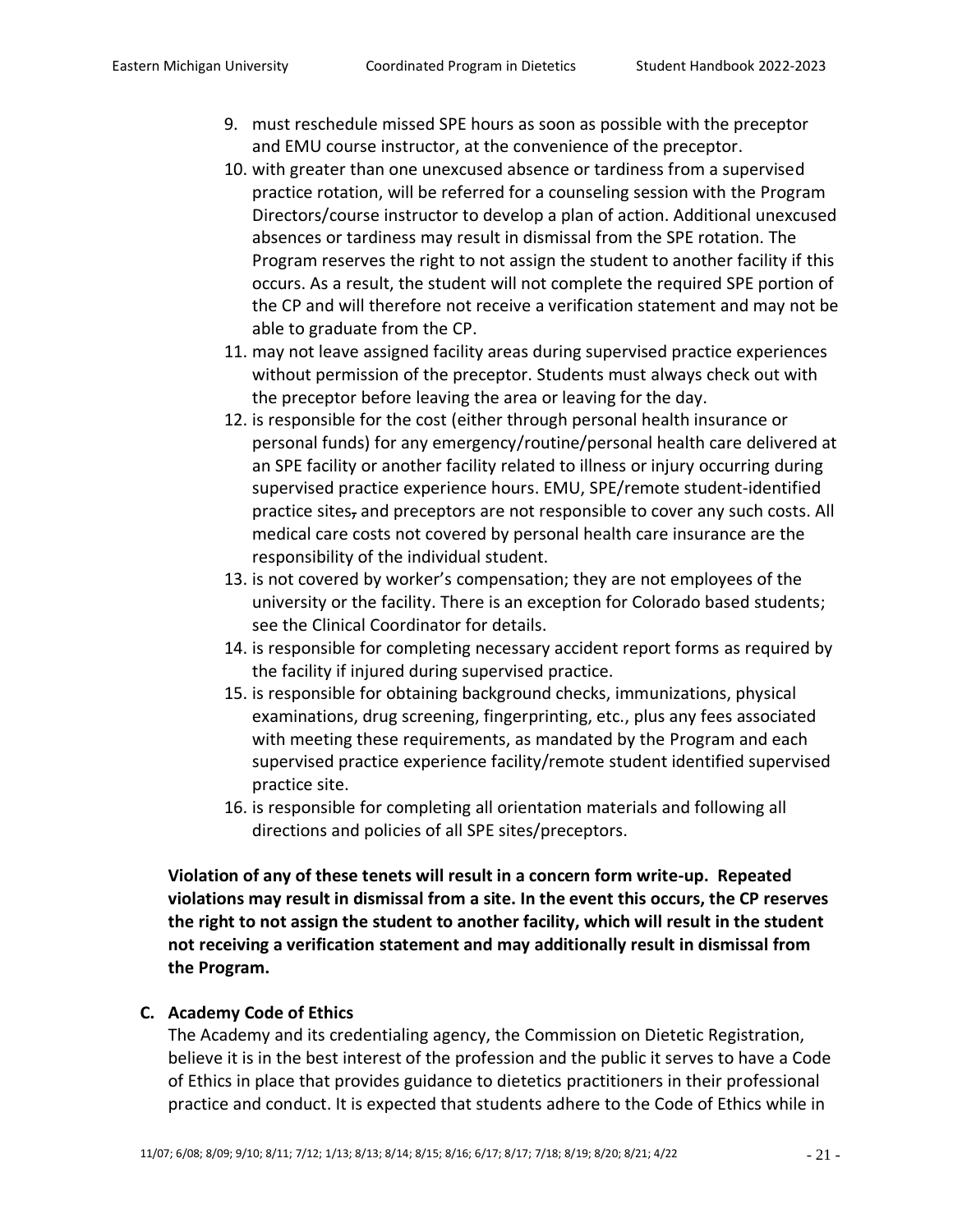9. must reschedule missed SPE hours as soon as possible with the preceptor and EMU course instructor, at the convenience of the preceptor.
10. with greater than one unexcused absence or tardiness from a supervised practice rotation, will be referred for a counseling session with the Program Directors/course instructor to develop a plan of action. Additional unexcused absences or tardiness may result in dismissal from the SPE rotation. The Program reserves the right to not assign the student to another facility if this occurs. As a result, the student will not complete the required SPE portion of the CP and will therefore not receive a verification statement and may not be able to graduate from the CP.
11. may not leave assigned facility areas during supervised practice experiences without permission of the preceptor. Students must always check out with the preceptor before leaving the area or leaving for the day.
12. is responsible for the cost (either through personal health insurance or personal funds) for any emergency/routine/personal health care delivered at an SPE facility or another facility related to illness or injury occurring during supervised practice experience hours. EMU, SPE/remote student-identified practice sites, and preceptors are not responsible to cover any such costs. All medical care costs not covered by personal health care insurance are the responsibility of the individual student.
13. is not covered by worker's compensation; they are not employees of the university or the facility. There is an exception for Colorado based students; see the Clinical Coordinator for details.
14. is responsible for completing necessary accident report forms as required by the facility if injured during supervised practice.
15. is responsible for obtaining background checks, immunizations, physical examinations, drug screening, fingerprinting, etc., plus any fees associated with meeting these requirements, as mandated by the Program and each supervised practice experience facility/remote student identified supervised practice site.
16. is responsible for completing all orientation materials and following all directions and policies of all SPE sites/preceptors.

**Violation of any of these tenets will result in a concern form write-up. Repeated violations may result in dismissal from a site. In the event this occurs, the CP reserves the right to not assign the student to another facility, which will result in the student not receiving a verification statement and may additionally result in dismissal from the Program.**

### C. Academy Code of Ethics

The Academy and its credentialing agency, the Commission on Dietetic Registration, believe it is in the best interest of the profession and the public it serves to have a Code of Ethics in place that provides guidance to dietetics practitioners in their professional practice and conduct. It is expected that students adhere to the Code of Ethics while in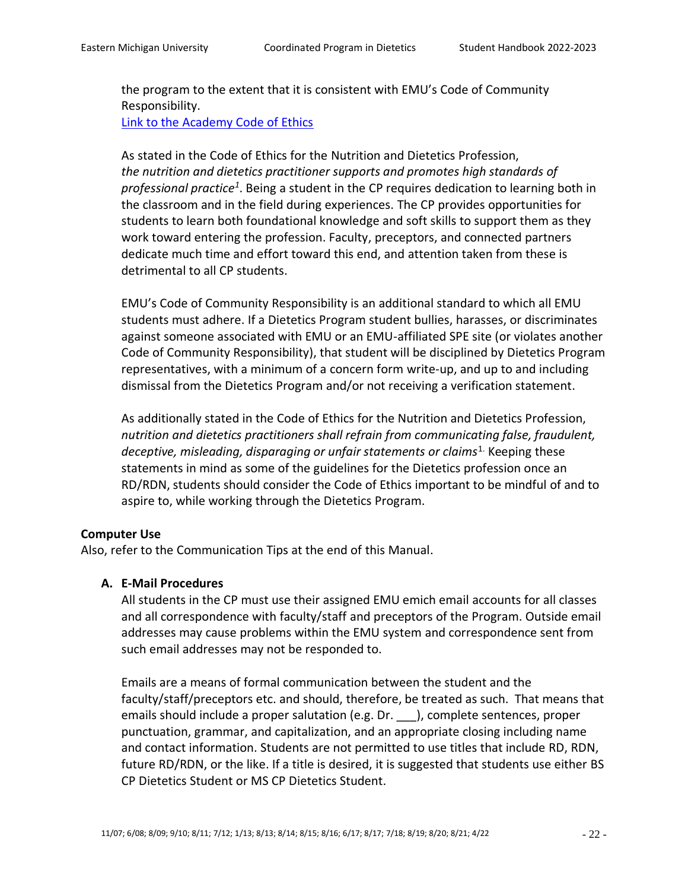the program to the extent that it is consistent with EMU's Code of Community Responsibility.
[Link to the Academy Code of Ethics]

As stated in the Code of Ethics for the Nutrition and Dietetics Profession, *the nutrition and dietetics practitioner supports and promotes high standards of professional practice*[1]. Being a student in the CP requires dedication to learning both in the classroom and in the field during experiences. The CP provides opportunities for students to learn both foundational knowledge and soft skills to support them as they work toward entering the profession. Faculty, preceptors, and connected partners dedicate much time and effort toward this end, and attention taken from these is detrimental to all CP students.

EMU's Code of Community Responsibility is an additional standard to which all EMU students must adhere. If a Dietetics Program student bullies, harasses, or discriminates against someone associated with EMU or an EMU-affiliated SPE site (or violates another Code of Community Responsibility), that student will be disciplined by Dietetics Program representatives, with a minimum of a concern form write-up, and up to and including dismissal from the Dietetics Program and/or not receiving a verification statement.

As additionally stated in the Code of Ethics for the Nutrition and Dietetics Profession, *nutrition and dietetics practitioners shall refrain from communicating false, fraudulent, deceptive, misleading, disparaging or unfair statements or claims*[1]. Keeping these statements in mind as some of the guidelines for the Dietetics profession once an RD/RDN, students should consider the Code of Ethics important to be mindful of and to aspire to, while working through the Dietetics Program.

**Computer Use**

Also, refer to the Communication Tips at the end of this Manual.

**A. E-Mail Procedures**

All students in the CP must use their assigned EMU emich email accounts for all classes and all correspondence with faculty/staff and preceptors of the Program. Outside email addresses may cause problems within the EMU system and correspondence sent from such email addresses may not be responded to.

Emails are a means of formal communication between the student and the faculty/staff/preceptors etc. and should, therefore, be treated as such. That means that emails should include a proper salutation (e.g. Dr. ___), complete sentences, proper punctuation, grammar, and capitalization, and an appropriate closing including name and contact information. Students are not permitted to use titles that include RD, RDN, future RD/RDN, or the like. If a title is desired, it is suggested that students use either BS CP Dietetics Student or MS CP Dietetics Student.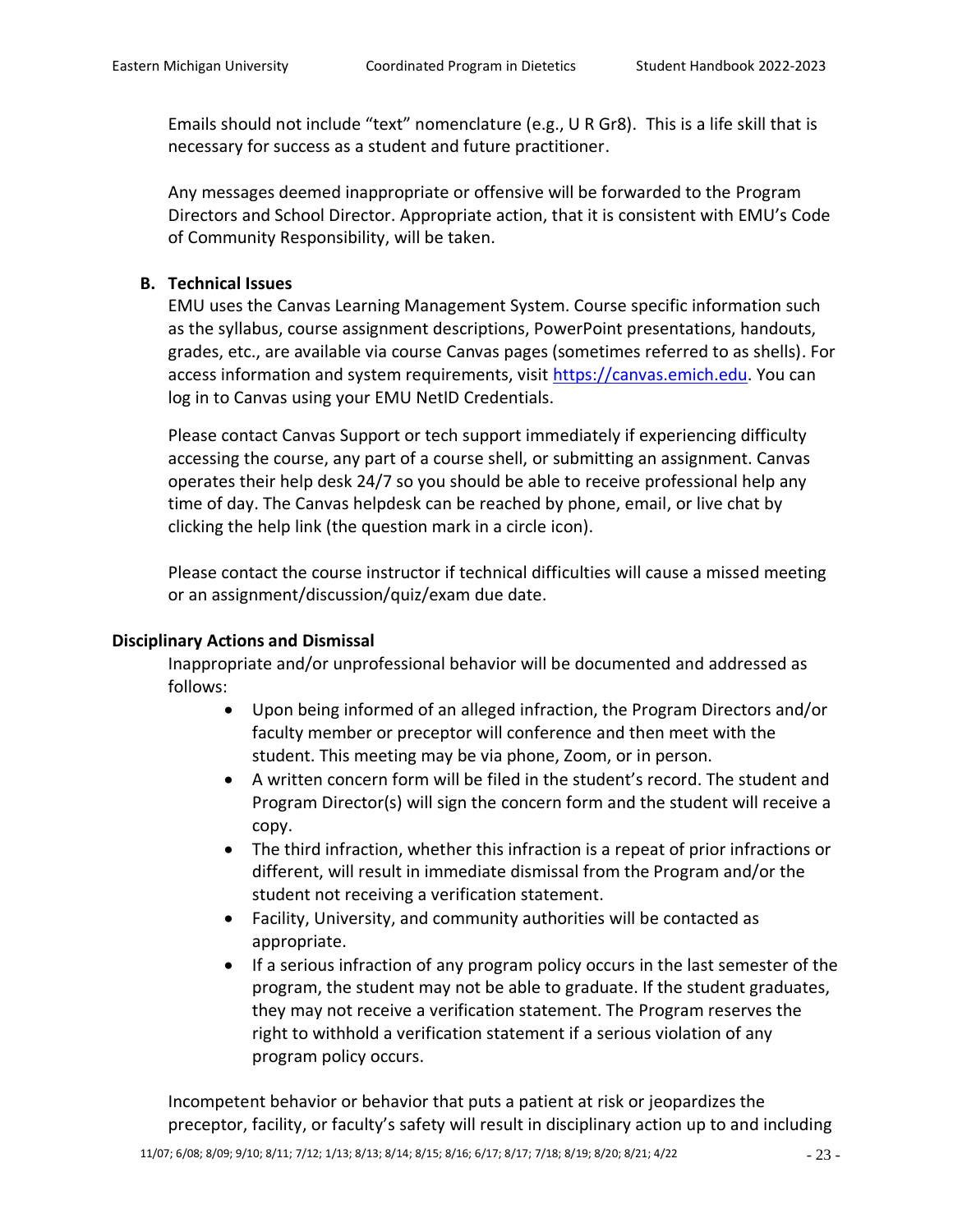Emails should not include "text" nomenclature (e.g., U R Gr8). This is a life skill that is necessary for success as a student and future practitioner.

Any messages deemed inappropriate or offensive will be forwarded to the Program Directors and School Director. Appropriate action, that it is consistent with EMU's Code of Community Responsibility, will be taken.

**B. Technical Issues**

EMU uses the Canvas Learning Management System. Course specific information such as the syllabus, course assignment descriptions, PowerPoint presentations, handouts, grades, etc., are available via course Canvas pages (sometimes referred to as shells). For access information and system requirements, visit https://canvas.emich.edu. You can log in to Canvas using your EMU NetID Credentials.

Please contact Canvas Support or tech support immediately if experiencing difficulty accessing the course, any part of a course shell, or submitting an assignment. Canvas operates their help desk 24/7 so you should be able to receive professional help any time of day. The Canvas helpdesk can be reached by phone, email, or live chat by clicking the help link (the question mark in a circle icon).

Please contact the course instructor if technical difficulties will cause a missed meeting or an assignment/discussion/quiz/exam due date.

**Disciplinary Actions and Dismissal**

Inappropriate and/or unprofessional behavior will be documented and addressed as follows:

- Upon being informed of an alleged infraction, the Program Directors and/or faculty member or preceptor will conference and then meet with the student. This meeting may be via phone, Zoom, or in person.
- A written concern form will be filed in the student's record. The student and Program Director(s) will sign the concern form and the student will receive a copy.
- The third infraction, whether this infraction is a repeat of prior infractions or different, will result in immediate dismissal from the Program and/or the student not receiving a verification statement.
- Facility, University, and community authorities will be contacted as appropriate.
- If a serious infraction of any program policy occurs in the last semester of the program, the student may not be able to graduate. If the student graduates, they may not receive a verification statement. The Program reserves the right to withhold a verification statement if a serious violation of any program policy occurs.

Incompetent behavior or behavior that puts a patient at risk or jeopardizes the preceptor, facility, or faculty's safety will result in disciplinary action up to and including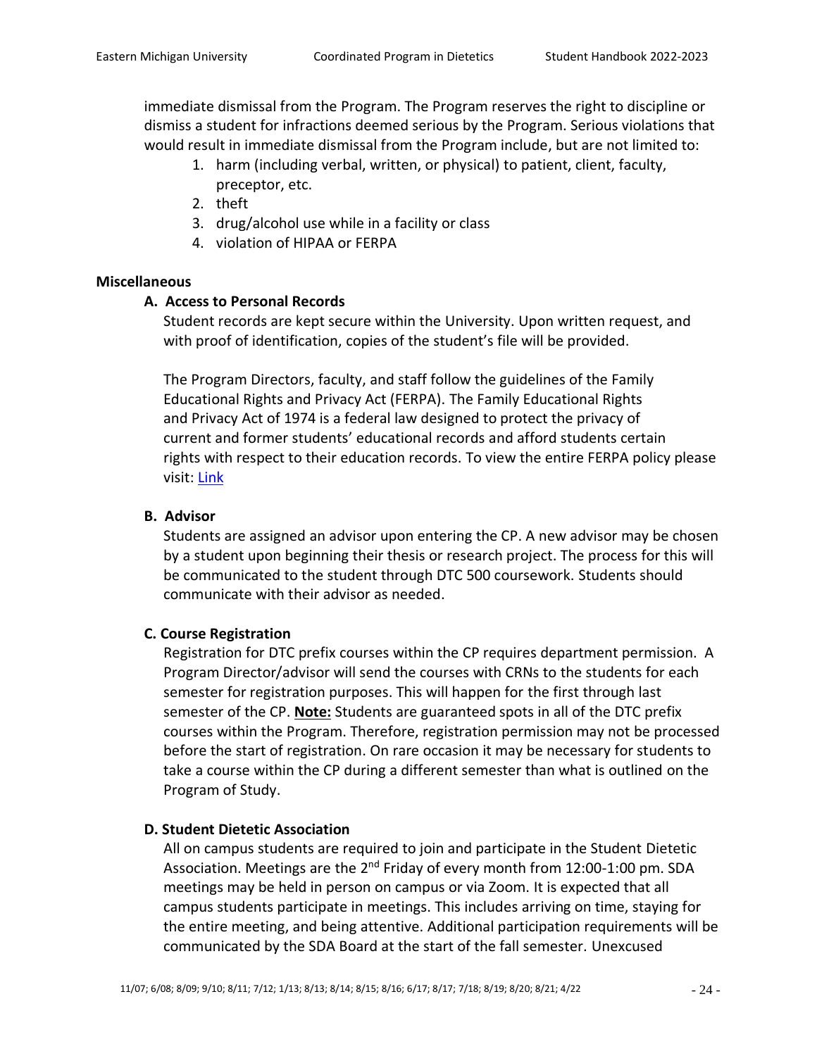immediate dismissal from the Program. The Program reserves the right to discipline or dismiss a student for infractions deemed serious by the Program. Serious violations that would result in immediate dismissal from the Program include, but are not limited to:

1. harm (including verbal, written, or physical) to patient, client, faculty, preceptor, etc.
2. theft
3. drug/alcohol use while in a facility or class
4. violation of HIPAA or FERPA

**Miscellaneous**

**A. Access to Personal Records**

Student records are kept secure within the University. Upon written request, and with proof of identification, copies of the student's file will be provided.

The Program Directors, faculty, and staff follow the guidelines of the Family Educational Rights and Privacy Act (FERPA). The Family Educational Rights and Privacy Act of 1974 is a federal law designed to protect the privacy of current and former students' educational records and afford students certain rights with respect to their education records. To view the entire FERPA policy please visit: [Link]

**B. Advisor**

Students are assigned an advisor upon entering the CP. A new advisor may be chosen by a student upon beginning their thesis or research project. The process for this will be communicated to the student through DTC 500 coursework. Students should communicate with their advisor as needed.

**C. Course Registration**

Registration for DTC prefix courses within the CP requires department permission. A Program Director/advisor will send the courses with CRNs to the students for each semester for registration purposes. This will happen for the first through last semester of the CP. **Note:** Students are guaranteed spots in all of the DTC prefix courses within the Program. Therefore, registration permission may not be processed before the start of registration. On rare occasion it may be necessary for students to take a course within the CP during a different semester than what is outlined on the Program of Study.

**D. Student Dietetic Association**

All on campus students are required to join and participate in the Student Dietetic Association. Meetings are the 2nd Friday of every month from 12:00-1:00 pm. SDA meetings may be held in person on campus or via Zoom. It is expected that all campus students participate in meetings. This includes arriving on time, staying for the entire meeting, and being attentive. Additional participation requirements will be communicated by the SDA Board at the start of the fall semester. Unexcused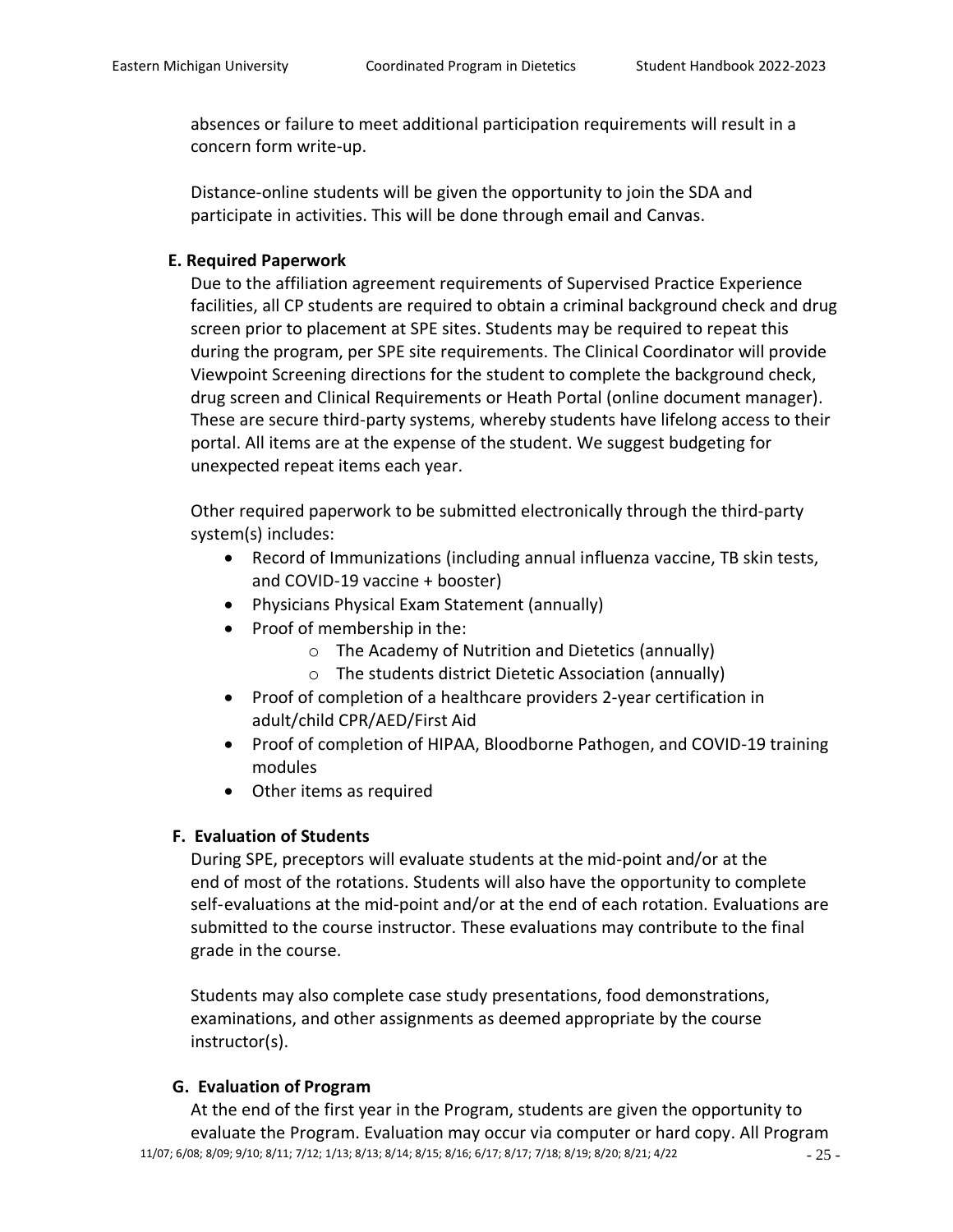absences or failure to meet additional participation requirements will result in a concern form write-up.

Distance-online students will be given the opportunity to join the SDA and participate in activities. This will be done through email and Canvas.

### E. Required Paperwork

Due to the affiliation agreement requirements of Supervised Practice Experience facilities, all CP students are required to obtain a criminal background check and drug screen prior to placement at SPE sites. Students may be required to repeat this during the program, per SPE site requirements. The Clinical Coordinator will provide Viewpoint Screening directions for the student to complete the background check, drug screen and Clinical Requirements or Heath Portal (online document manager). These are secure third-party systems, whereby students have lifelong access to their portal. All items are at the expense of the student. We suggest budgeting for unexpected repeat items each year.

Other required paperwork to be submitted electronically through the third-party system(s) includes:

- Record of Immunizations (including annual influenza vaccine, TB skin tests, and COVID-19 vaccine + booster)
- Physicians Physical Exam Statement (annually)
- Proof of membership in the:
  - The Academy of Nutrition and Dietetics (annually)
  - The students district Dietetic Association (annually)
- Proof of completion of a healthcare providers 2-year certification in adult/child CPR/AED/First Aid
- Proof of completion of HIPAA, Bloodborne Pathogen, and COVID-19 training modules
- Other items as required

### F. Evaluation of Students

During SPE, preceptors will evaluate students at the mid-point and/or at the end of most of the rotations. Students will also have the opportunity to complete self-evaluations at the mid-point and/or at the end of each rotation. Evaluations are submitted to the course instructor. These evaluations may contribute to the final grade in the course.

Students may also complete case study presentations, food demonstrations, examinations, and other assignments as deemed appropriate by the course instructor(s).

### G. Evaluation of Program

At the end of the first year in the Program, students are given the opportunity to evaluate the Program. Evaluation may occur via computer or hard copy. All Program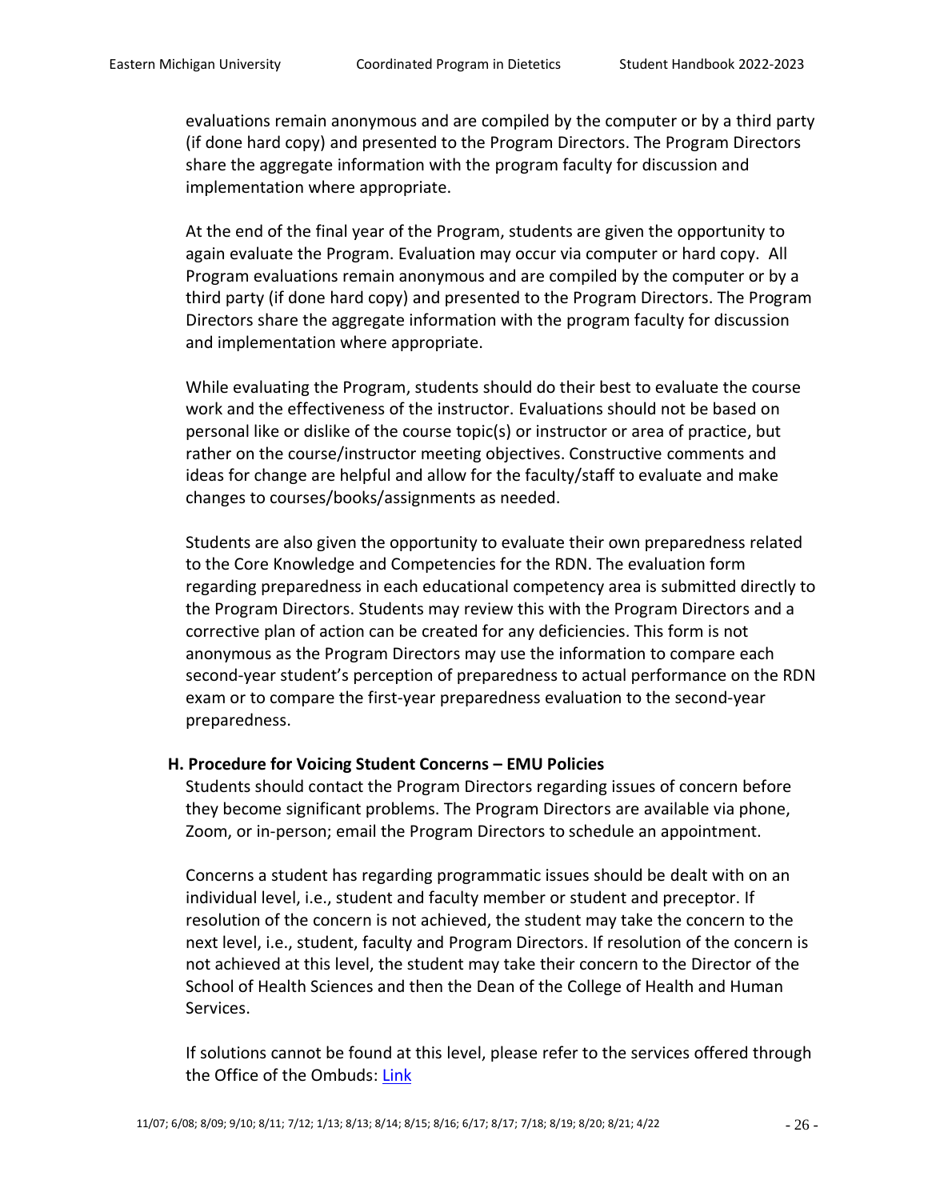evaluations remain anonymous and are compiled by the computer or by a third party (if done hard copy) and presented to the Program Directors. The Program Directors share the aggregate information with the program faculty for discussion and implementation where appropriate.

At the end of the final year of the Program, students are given the opportunity to again evaluate the Program. Evaluation may occur via computer or hard copy. All Program evaluations remain anonymous and are compiled by the computer or by a third party (if done hard copy) and presented to the Program Directors. The Program Directors share the aggregate information with the program faculty for discussion and implementation where appropriate.

While evaluating the Program, students should do their best to evaluate the course work and the effectiveness of the instructor. Evaluations should not be based on personal like or dislike of the course topic(s) or instructor or area of practice, but rather on the course/instructor meeting objectives. Constructive comments and ideas for change are helpful and allow for the faculty/staff to evaluate and make changes to courses/books/assignments as needed.

Students are also given the opportunity to evaluate their own preparedness related to the Core Knowledge and Competencies for the RDN. The evaluation form regarding preparedness in each educational competency area is submitted directly to the Program Directors. Students may review this with the Program Directors and a corrective plan of action can be created for any deficiencies. This form is not anonymous as the Program Directors may use the information to compare each second-year student's perception of preparedness to actual performance on the RDN exam or to compare the first-year preparedness evaluation to the second-year preparedness.

### H. Procedure for Voicing Student Concerns – EMU Policies

Students should contact the Program Directors regarding issues of concern before they become significant problems. The Program Directors are available via phone, Zoom, or in-person; email the Program Directors to schedule an appointment.

Concerns a student has regarding programmatic issues should be dealt with on an individual level, i.e., student and faculty member or student and preceptor. If resolution of the concern is not achieved, the student may take the concern to the next level, i.e., student, faculty and Program Directors. If resolution of the concern is not achieved at this level, the student may take their concern to the Director of the School of Health Sciences and then the Dean of the College of Health and Human Services.

If solutions cannot be found at this level, please refer to the services offered through the Office of the Ombuds: Link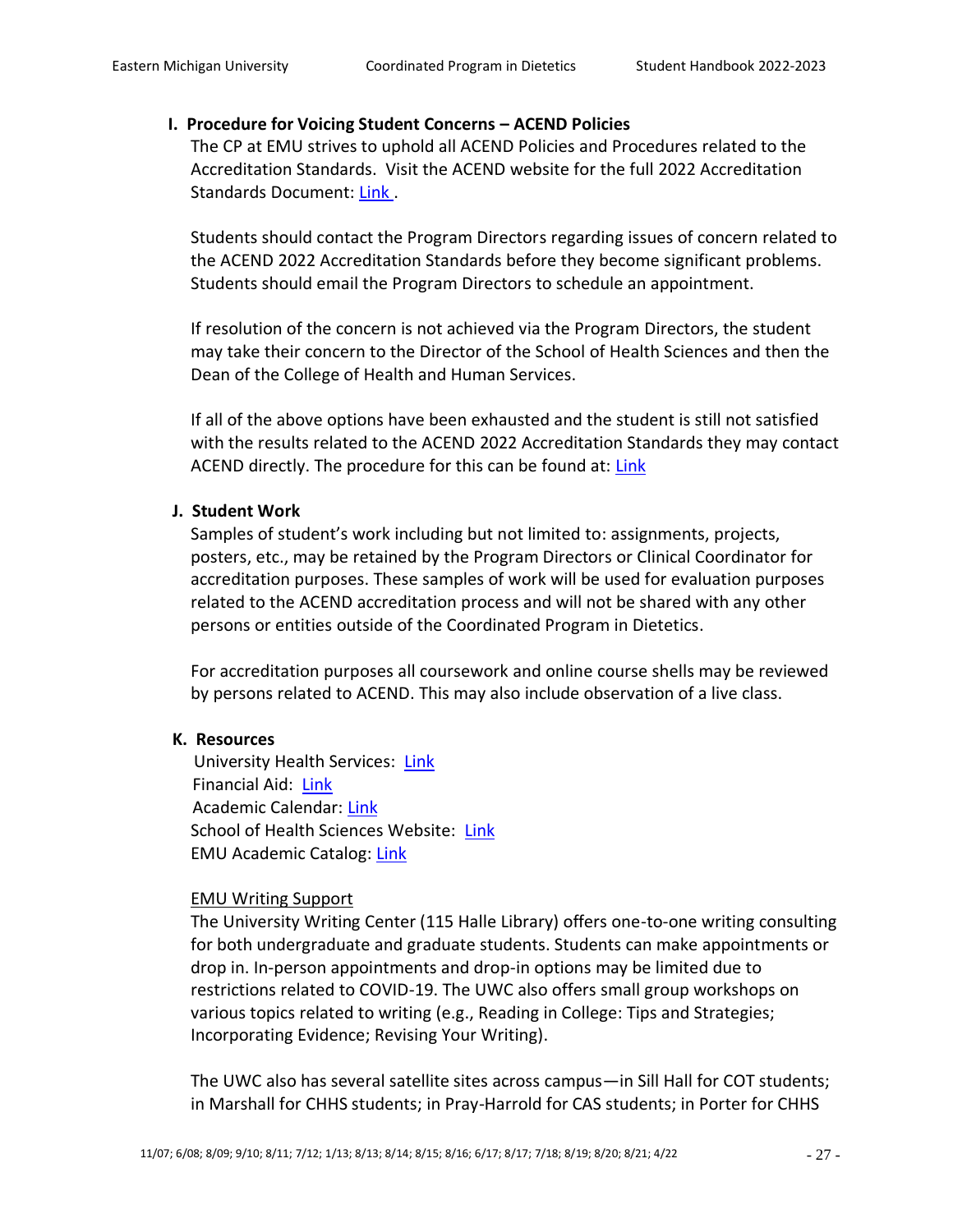### I. Procedure for Voicing Student Concerns – ACEND Policies

The CP at EMU strives to uphold all ACEND Policies and Procedures related to the Accreditation Standards. Visit the ACEND website for the full 2022 Accreditation Standards Document: Link.

Students should contact the Program Directors regarding issues of concern related to the ACEND 2022 Accreditation Standards before they become significant problems. Students should email the Program Directors to schedule an appointment.

If resolution of the concern is not achieved via the Program Directors, the student may take their concern to the Director of the School of Health Sciences and then the Dean of the College of Health and Human Services.

If all of the above options have been exhausted and the student is still not satisfied with the results related to the ACEND 2022 Accreditation Standards they may contact ACEND directly. The procedure for this can be found at: Link

### J. Student Work

Samples of student's work including but not limited to: assignments, projects, posters, etc., may be retained by the Program Directors or Clinical Coordinator for accreditation purposes. These samples of work will be used for evaluation purposes related to the ACEND accreditation process and will not be shared with any other persons or entities outside of the Coordinated Program in Dietetics.

For accreditation purposes all coursework and online course shells may be reviewed by persons related to ACEND. This may also include observation of a live class.

### K. Resources

University Health Services: Link
Financial Aid: Link
Academic Calendar: Link
School of Health Sciences Website: Link
EMU Academic Catalog: Link

EMU Writing Support

The University Writing Center (115 Halle Library) offers one-to-one writing consulting for both undergraduate and graduate students. Students can make appointments or drop in. In-person appointments and drop-in options may be limited due to restrictions related to COVID-19. The UWC also offers small group workshops on various topics related to writing (e.g., Reading in College: Tips and Strategies; Incorporating Evidence; Revising Your Writing).

The UWC also has several satellite sites across campus—in Sill Hall for COT students; in Marshall for CHHS students; in Pray-Harrold for CAS students; in Porter for CHHS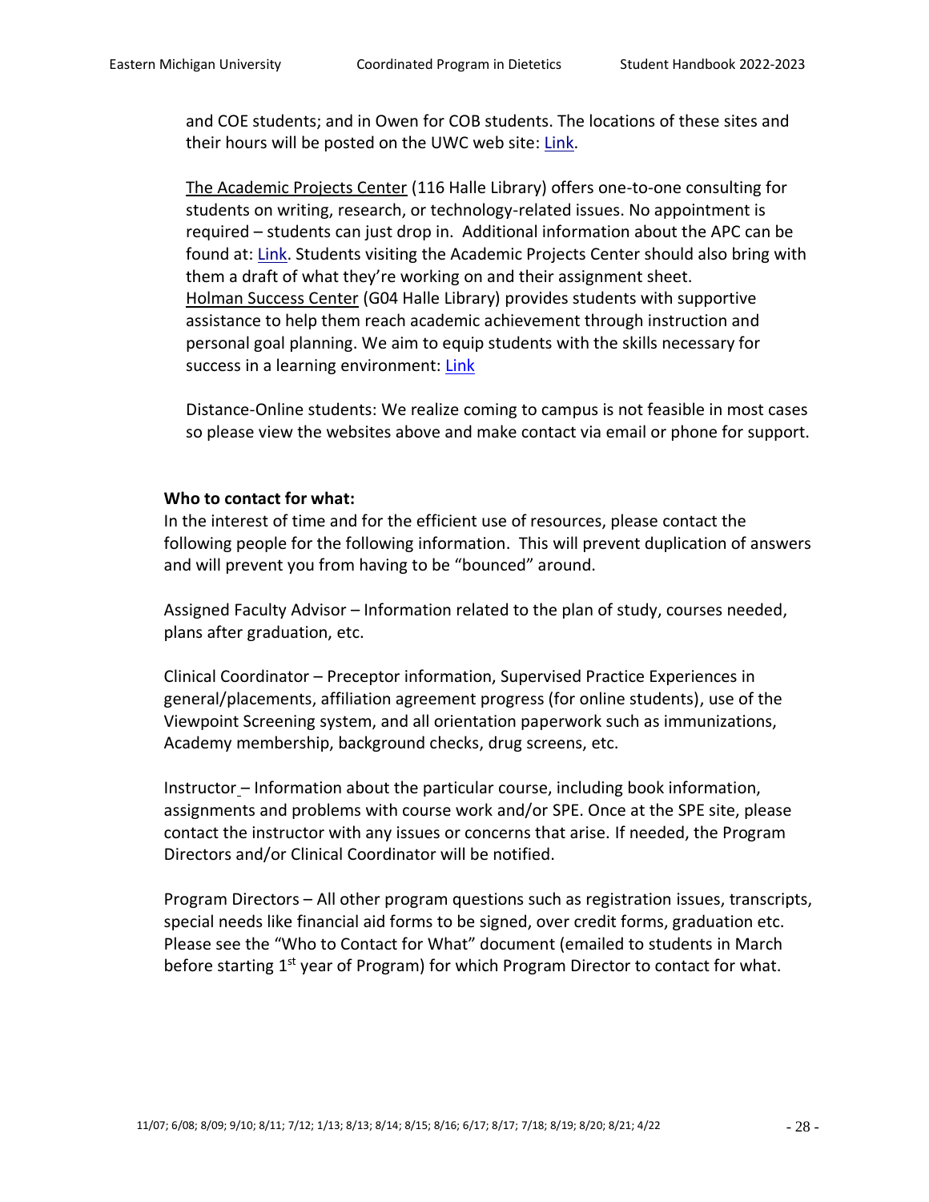and COE students; and in Owen for COB students. The locations of these sites and their hours will be posted on the UWC web site: Link.

The Academic Projects Center (116 Halle Library) offers one-to-one consulting for students on writing, research, or technology-related issues. No appointment is required – students can just drop in. Additional information about the APC can be found at: Link. Students visiting the Academic Projects Center should also bring with them a draft of what they're working on and their assignment sheet.
Holman Success Center (G04 Halle Library) provides students with supportive assistance to help them reach academic achievement through instruction and personal goal planning. We aim to equip students with the skills necessary for success in a learning environment: Link

Distance-Online students: We realize coming to campus is not feasible in most cases so please view the websites above and make contact via email or phone for support.

**Who to contact for what:**
In the interest of time and for the efficient use of resources, please contact the following people for the following information. This will prevent duplication of answers and will prevent you from having to be "bounced" around.

Assigned Faculty Advisor – Information related to the plan of study, courses needed, plans after graduation, etc.

Clinical Coordinator – Preceptor information, Supervised Practice Experiences in general/placements, affiliation agreement progress (for online students), use of the Viewpoint Screening system, and all orientation paperwork such as immunizations, Academy membership, background checks, drug screens, etc.

Instructor – Information about the particular course, including book information, assignments and problems with course work and/or SPE. Once at the SPE site, please contact the instructor with any issues or concerns that arise. If needed, the Program Directors and/or Clinical Coordinator will be notified.

Program Directors – All other program questions such as registration issues, transcripts, special needs like financial aid forms to be signed, over credit forms, graduation etc. Please see the "Who to Contact for What" document (emailed to students in March before starting 1st year of Program) for which Program Director to contact for what.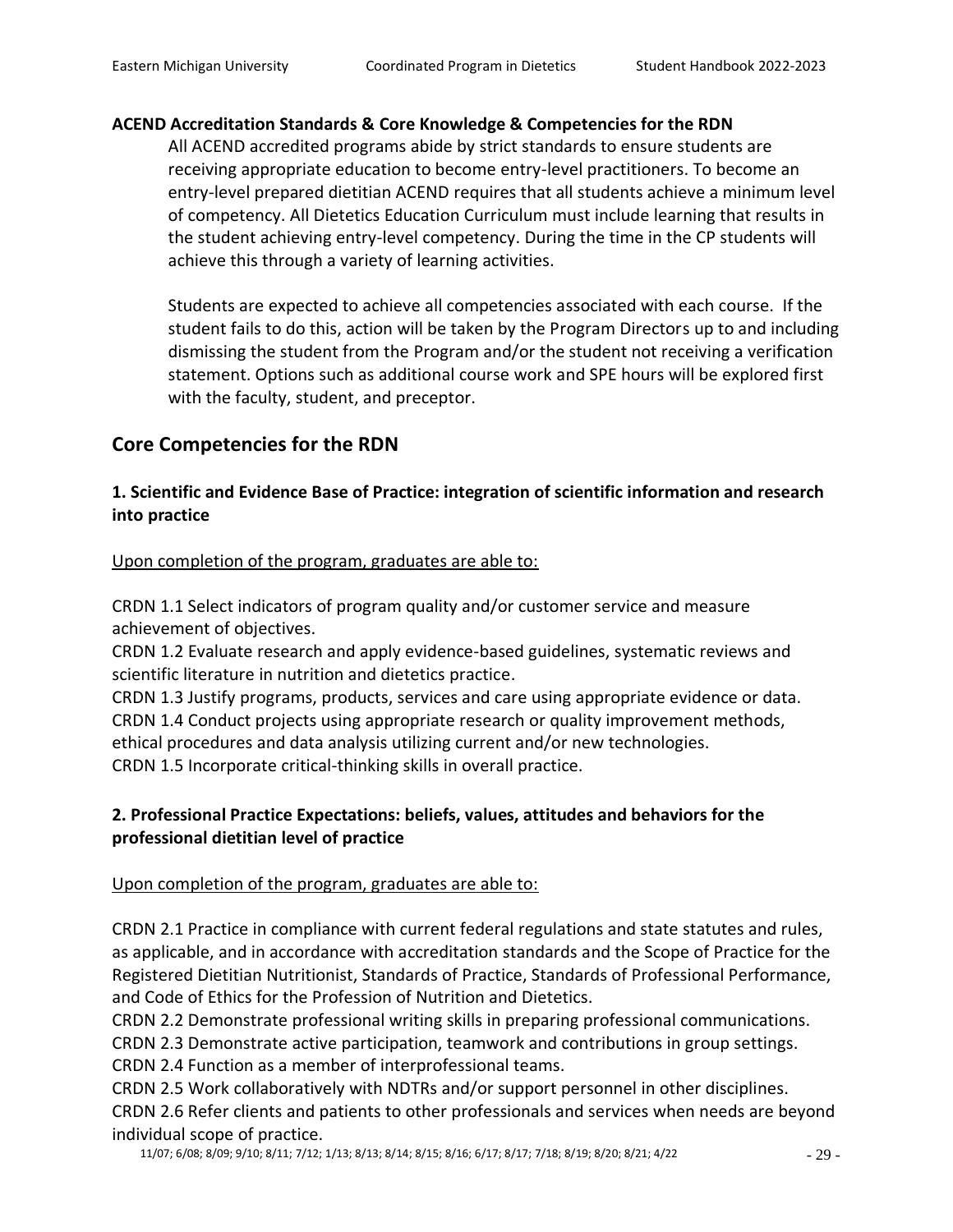**ACEND Accreditation Standards & Core Knowledge & Competencies for the RDN**

All ACEND accredited programs abide by strict standards to ensure students are receiving appropriate education to become entry-level practitioners. To become an entry-level prepared dietitian ACEND requires that all students achieve a minimum level of competency. All Dietetics Education Curriculum must include learning that results in the student achieving entry-level competency. During the time in the CP students will achieve this through a variety of learning activities.

Students are expected to achieve all competencies associated with each course. If the student fails to do this, action will be taken by the Program Directors up to and including dismissing the student from the Program and/or the student not receiving a verification statement. Options such as additional course work and SPE hours will be explored first with the faculty, student, and preceptor.

## Core Competencies for the RDN

### 1. Scientific and Evidence Base of Practice: integration of scientific information and research into practice

Upon completion of the program, graduates are able to:

CRDN 1.1 Select indicators of program quality and/or customer service and measure achievement of objectives.
CRDN 1.2 Evaluate research and apply evidence-based guidelines, systematic reviews and scientific literature in nutrition and dietetics practice.
CRDN 1.3 Justify programs, products, services and care using appropriate evidence or data.
CRDN 1.4 Conduct projects using appropriate research or quality improvement methods, ethical procedures and data analysis utilizing current and/or new technologies.
CRDN 1.5 Incorporate critical-thinking skills in overall practice.

### 2. Professional Practice Expectations: beliefs, values, attitudes and behaviors for the professional dietitian level of practice

Upon completion of the program, graduates are able to:

CRDN 2.1 Practice in compliance with current federal regulations and state statutes and rules, as applicable, and in accordance with accreditation standards and the Scope of Practice for the Registered Dietitian Nutritionist, Standards of Practice, Standards of Professional Performance, and Code of Ethics for the Profession of Nutrition and Dietetics.
CRDN 2.2 Demonstrate professional writing skills in preparing professional communications.
CRDN 2.3 Demonstrate active participation, teamwork and contributions in group settings.
CRDN 2.4 Function as a member of interprofessional teams.
CRDN 2.5 Work collaboratively with NDTRs and/or support personnel in other disciplines.
CRDN 2.6 Refer clients and patients to other professionals and services when needs are beyond individual scope of practice.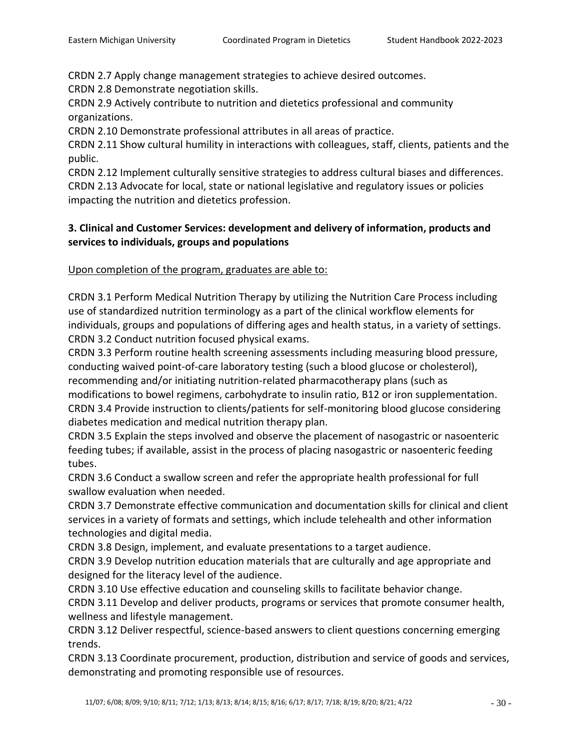CRDN 2.7 Apply change management strategies to achieve desired outcomes.
CRDN 2.8 Demonstrate negotiation skills.
CRDN 2.9 Actively contribute to nutrition and dietetics professional and community organizations.
CRDN 2.10 Demonstrate professional attributes in all areas of practice.
CRDN 2.11 Show cultural humility in interactions with colleagues, staff, clients, patients and the public.
CRDN 2.12 Implement culturally sensitive strategies to address cultural biases and differences.
CRDN 2.13 Advocate for local, state or national legislative and regulatory issues or policies impacting the nutrition and dietetics profession.

**3. Clinical and Customer Services: development and delivery of information, products and services to individuals, groups and populations**

Upon completion of the program, graduates are able to:

CRDN 3.1 Perform Medical Nutrition Therapy by utilizing the Nutrition Care Process including use of standardized nutrition terminology as a part of the clinical workflow elements for individuals, groups and populations of differing ages and health status, in a variety of settings.
CRDN 3.2 Conduct nutrition focused physical exams.
CRDN 3.3 Perform routine health screening assessments including measuring blood pressure, conducting waived point-of-care laboratory testing (such a blood glucose or cholesterol), recommending and/or initiating nutrition-related pharmacotherapy plans (such as modifications to bowel regimens, carbohydrate to insulin ratio, B12 or iron supplementation.
CRDN 3.4 Provide instruction to clients/patients for self-monitoring blood glucose considering diabetes medication and medical nutrition therapy plan.
CRDN 3.5 Explain the steps involved and observe the placement of nasogastric or nasoenteric feeding tubes; if available, assist in the process of placing nasogastric or nasoenteric feeding tubes.
CRDN 3.6 Conduct a swallow screen and refer the appropriate health professional for full swallow evaluation when needed.
CRDN 3.7 Demonstrate effective communication and documentation skills for clinical and client services in a variety of formats and settings, which include telehealth and other information technologies and digital media.
CRDN 3.8 Design, implement, and evaluate presentations to a target audience.
CRDN 3.9 Develop nutrition education materials that are culturally and age appropriate and designed for the literacy level of the audience.
CRDN 3.10 Use effective education and counseling skills to facilitate behavior change.
CRDN 3.11 Develop and deliver products, programs or services that promote consumer health, wellness and lifestyle management.
CRDN 3.12 Deliver respectful, science-based answers to client questions concerning emerging trends.
CRDN 3.13 Coordinate procurement, production, distribution and service of goods and services, demonstrating and promoting responsible use of resources.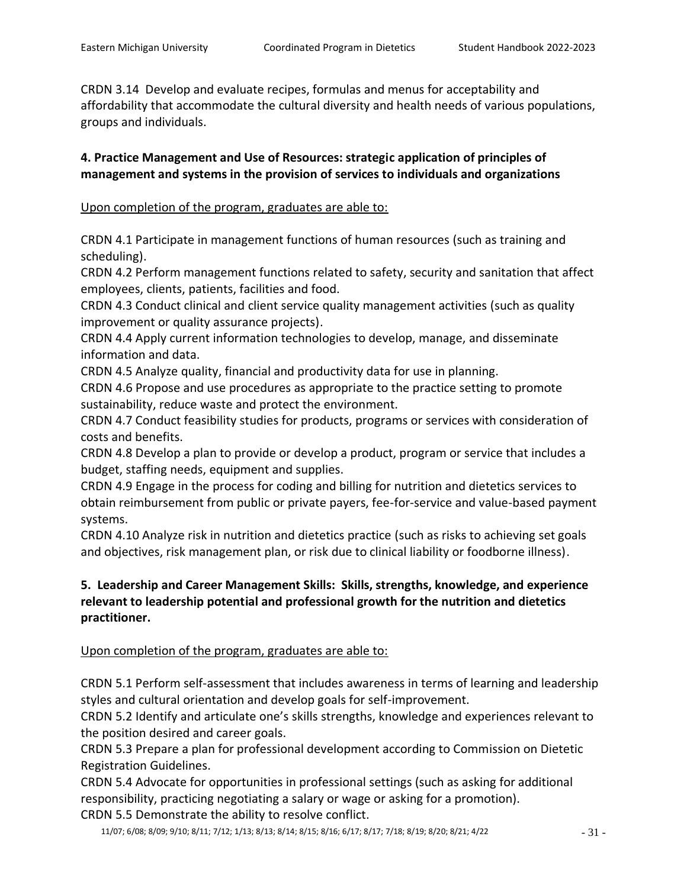CRDN 3.14 Develop and evaluate recipes, formulas and menus for acceptability and affordability that accommodate the cultural diversity and health needs of various populations, groups and individuals.

**4. Practice Management and Use of Resources: strategic application of principles of management and systems in the provision of services to individuals and organizations**

Upon completion of the program, graduates are able to:

CRDN 4.1 Participate in management functions of human resources (such as training and scheduling).
CRDN 4.2 Perform management functions related to safety, security and sanitation that affect employees, clients, patients, facilities and food.
CRDN 4.3 Conduct clinical and client service quality management activities (such as quality improvement or quality assurance projects).
CRDN 4.4 Apply current information technologies to develop, manage, and disseminate information and data.
CRDN 4.5 Analyze quality, financial and productivity data for use in planning.
CRDN 4.6 Propose and use procedures as appropriate to the practice setting to promote sustainability, reduce waste and protect the environment.
CRDN 4.7 Conduct feasibility studies for products, programs or services with consideration of costs and benefits.
CRDN 4.8 Develop a plan to provide or develop a product, program or service that includes a budget, staffing needs, equipment and supplies.
CRDN 4.9 Engage in the process for coding and billing for nutrition and dietetics services to obtain reimbursement from public or private payers, fee-for-service and value-based payment systems.
CRDN 4.10 Analyze risk in nutrition and dietetics practice (such as risks to achieving set goals and objectives, risk management plan, or risk due to clinical liability or foodborne illness).

**5. Leadership and Career Management Skills: Skills, strengths, knowledge, and experience relevant to leadership potential and professional growth for the nutrition and dietetics practitioner.**

Upon completion of the program, graduates are able to:

CRDN 5.1 Perform self-assessment that includes awareness in terms of learning and leadership styles and cultural orientation and develop goals for self-improvement.
CRDN 5.2 Identify and articulate one's skills strengths, knowledge and experiences relevant to the position desired and career goals.
CRDN 5.3 Prepare a plan for professional development according to Commission on Dietetic Registration Guidelines.
CRDN 5.4 Advocate for opportunities in professional settings (such as asking for additional responsibility, practicing negotiating a salary or wage or asking for a promotion).
CRDN 5.5 Demonstrate the ability to resolve conflict.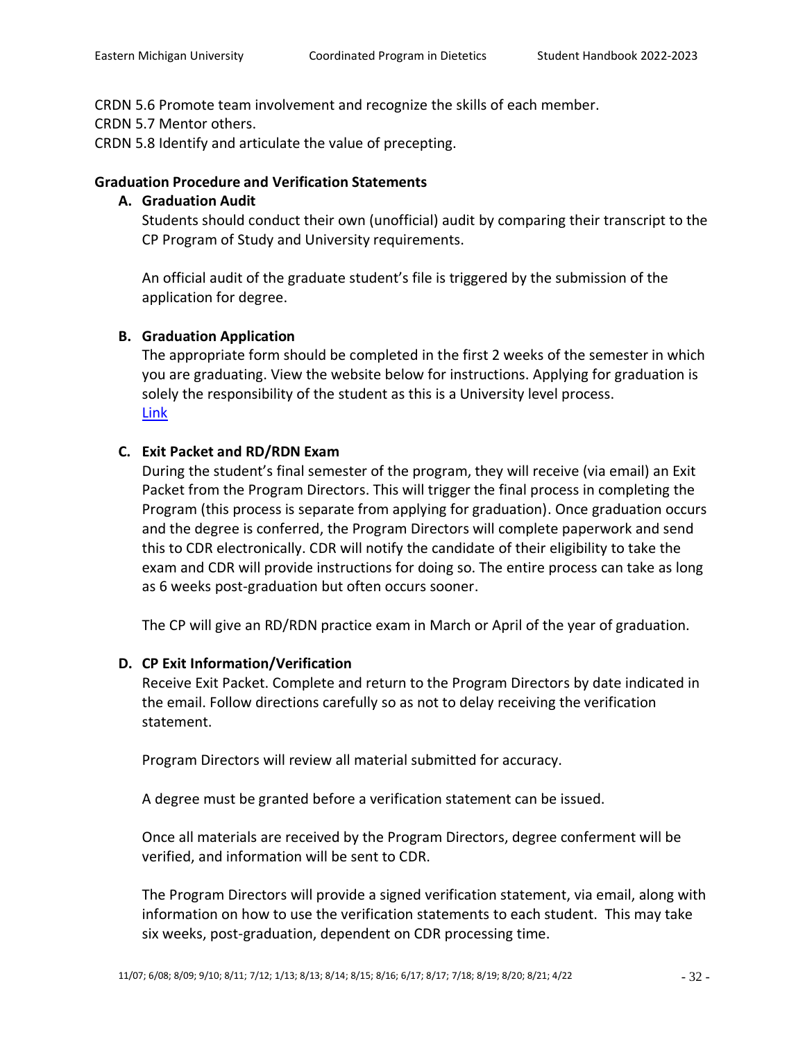CRDN 5.6 Promote team involvement and recognize the skills of each member.
CRDN 5.7 Mentor others.
CRDN 5.8 Identify and articulate the value of precepting.

**Graduation Procedure and Verification Statements**

**A. Graduation Audit**

Students should conduct their own (unofficial) audit by comparing their transcript to the CP Program of Study and University requirements.

An official audit of the graduate student's file is triggered by the submission of the application for degree.

**B. Graduation Application**

The appropriate form should be completed in the first 2 weeks of the semester in which you are graduating. View the website below for instructions. Applying for graduation is solely the responsibility of the student as this is a University level process.
Link

**C. Exit Packet and RD/RDN Exam**

During the student's final semester of the program, they will receive (via email) an Exit Packet from the Program Directors. This will trigger the final process in completing the Program (this process is separate from applying for graduation). Once graduation occurs and the degree is conferred, the Program Directors will complete paperwork and send this to CDR electronically. CDR will notify the candidate of their eligibility to take the exam and CDR will provide instructions for doing so. The entire process can take as long as 6 weeks post-graduation but often occurs sooner.

The CP will give an RD/RDN practice exam in March or April of the year of graduation.

**D. CP Exit Information/Verification**

Receive Exit Packet. Complete and return to the Program Directors by date indicated in the email. Follow directions carefully so as not to delay receiving the verification statement.

Program Directors will review all material submitted for accuracy.

A degree must be granted before a verification statement can be issued.

Once all materials are received by the Program Directors, degree conferment will be verified, and information will be sent to CDR.

The Program Directors will provide a signed verification statement, via email, along with information on how to use the verification statements to each student. This may take six weeks, post-graduation, dependent on CDR processing time.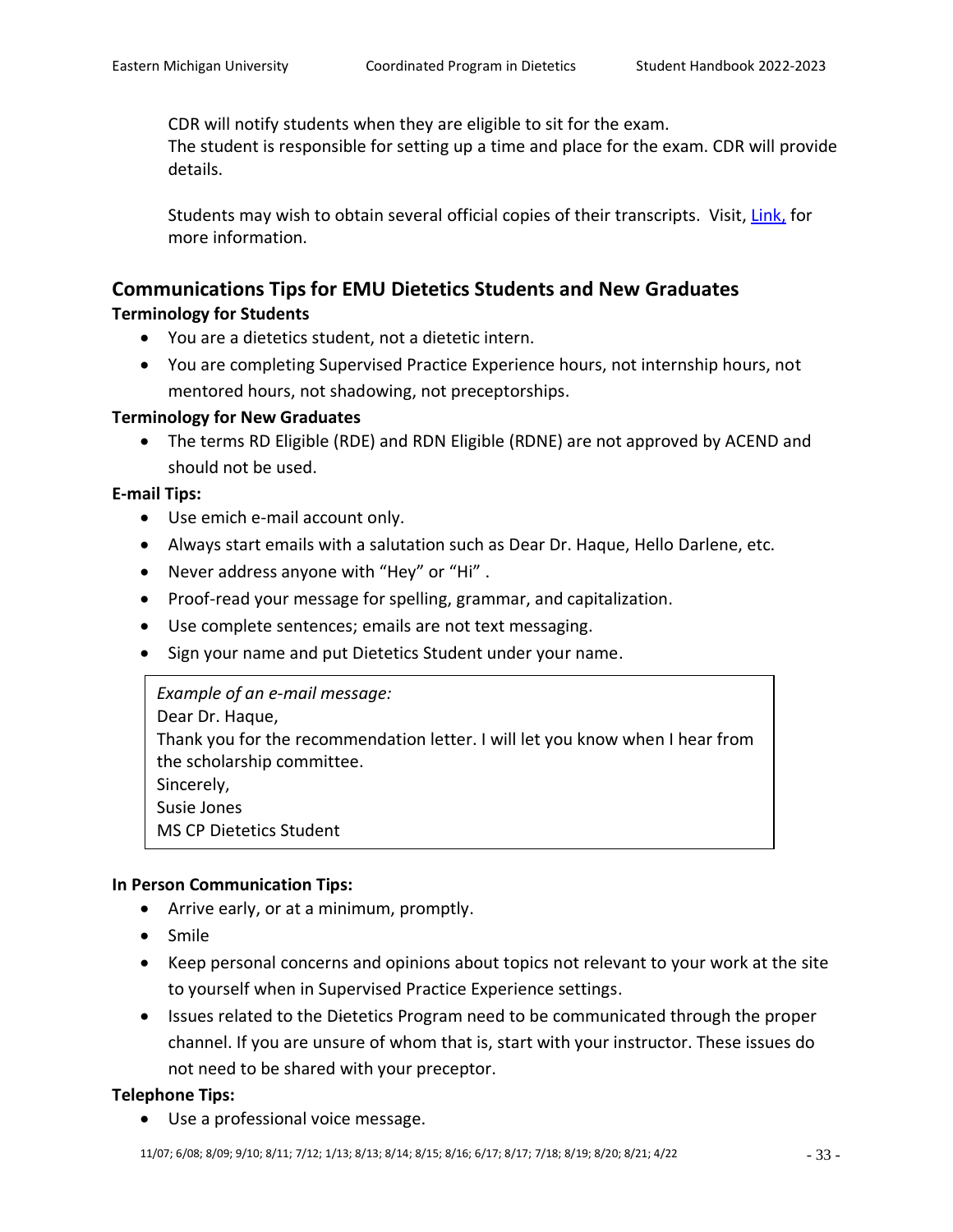CDR will notify students when they are eligible to sit for the exam.
The student is responsible for setting up a time and place for the exam. CDR will provide details.

Students may wish to obtain several official copies of their transcripts. Visit, [Link,] for more information.

## Communications Tips for EMU Dietetics Students and New Graduates

**Terminology for Students**

- You are a dietetics student, not a dietetic intern.
- You are completing Supervised Practice Experience hours, not internship hours, not mentored hours, not shadowing, not preceptorships.

**Terminology for New Graduates**

- The terms RD Eligible (RDE) and RDN Eligible (RDNE) are not approved by ACEND and should not be used.

**E-mail Tips:**

- Use emich e-mail account only.
- Always start emails with a salutation such as Dear Dr. Haque, Hello Darlene, etc.
- Never address anyone with "Hey" or "Hi" .
- Proof-read your message for spelling, grammar, and capitalization.
- Use complete sentences; emails are not text messaging.
- Sign your name and put Dietetics Student under your name.

> *Example of an e-mail message:*
> Dear Dr. Haque,
> Thank you for the recommendation letter. I will let you know when I hear from the scholarship committee.
> Sincerely,
> Susie Jones
> MS CP Dietetics Student

**In Person Communication Tips:**

- Arrive early, or at a minimum, promptly.
- Smile
- Keep personal concerns and opinions about topics not relevant to your work at the site to yourself when in Supervised Practice Experience settings.
- Issues related to the Dietetics Program need to be communicated through the proper channel. If you are unsure of whom that is, start with your instructor. These issues do not need to be shared with your preceptor.

**Telephone Tips:**

- Use a professional voice message.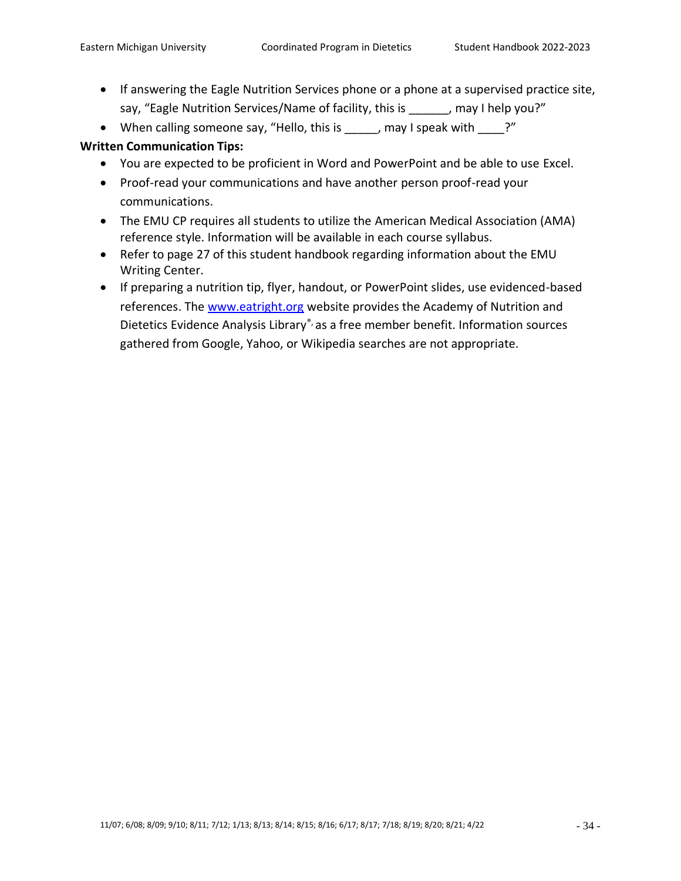- If answering the Eagle Nutrition Services phone or a phone at a supervised practice site, say, "Eagle Nutrition Services/Name of facility, this is ______, may I help you?"
- When calling someone say, "Hello, this is _____, may I speak with ____?"

**Written Communication Tips:**

- You are expected to be proficient in Word and PowerPoint and be able to use Excel.
- Proof-read your communications and have another person proof-read your communications.
- The EMU CP requires all students to utilize the American Medical Association (AMA) reference style. Information will be available in each course syllabus.
- Refer to page 27 of this student handbook regarding information about the EMU Writing Center.
- If preparing a nutrition tip, flyer, handout, or PowerPoint slides, use evidenced-based references. The [www.eatright.org](www.eatright.org) website provides the Academy of Nutrition and Dietetics Evidence Analysis Library®, as a free member benefit. Information sources gathered from Google, Yahoo, or Wikipedia searches are not appropriate.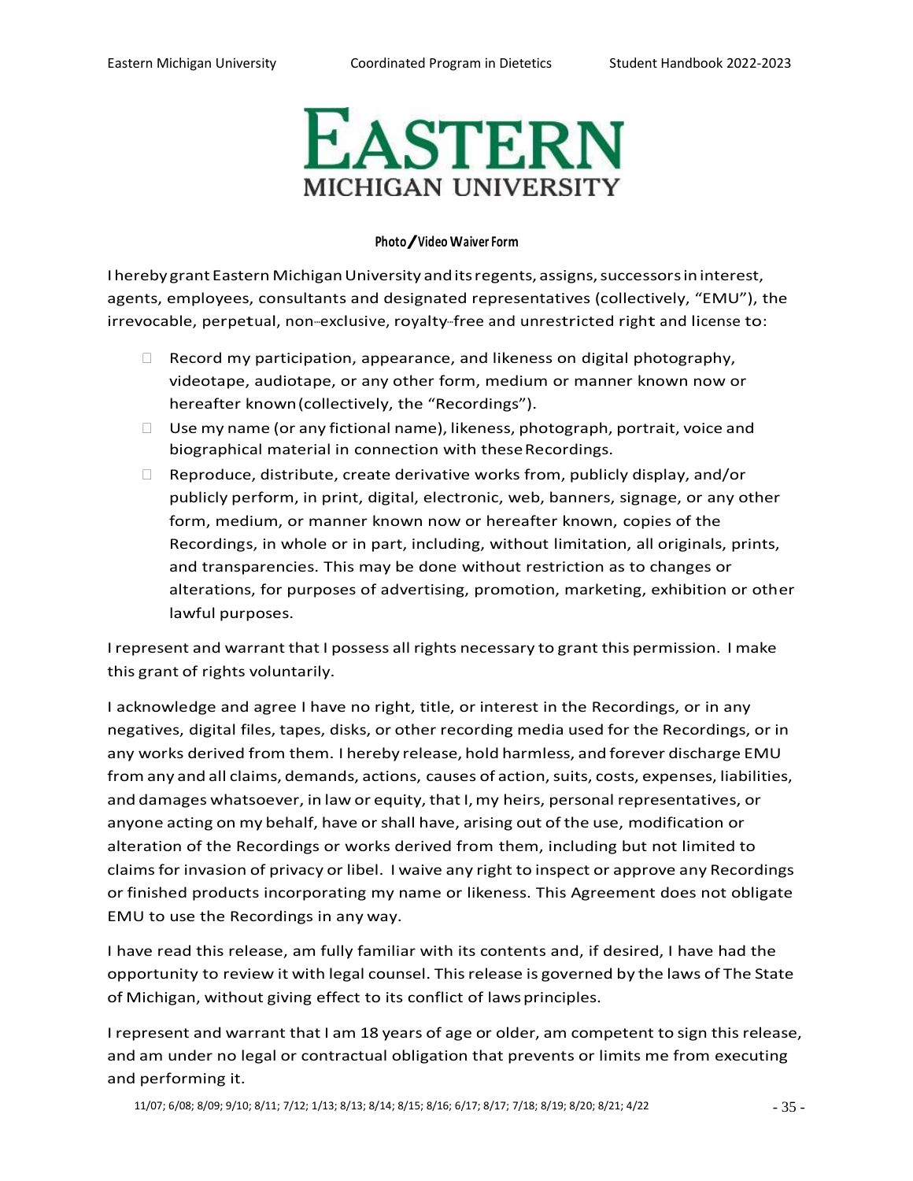**EASTERN**
**MICHIGAN UNIVERSITY**

**Photo/Video Waiver Form**

I hereby grant Eastern Michigan University and its regents, assigns, successors in interest, agents, employees, consultants and designated representatives (collectively, "EMU"), the irrevocable, perpetual, non‐exclusive, royalty‐free and unrestricted right and license to:

- Record my participation, appearance, and likeness on digital photography, videotape, audiotape, or any other form, medium or manner known now or hereafter known (collectively, the "Recordings").
- Use my name (or any fictional name), likeness, photograph, portrait, voice and biographical material in connection with these Recordings.
- Reproduce, distribute, create derivative works from, publicly display, and/or publicly perform, in print, digital, electronic, web, banners, signage, or any other form, medium, or manner known now or hereafter known, copies of the Recordings, in whole or in part, including, without limitation, all originals, prints, and transparencies. This may be done without restriction as to changes or alterations, for purposes of advertising, promotion, marketing, exhibition or other lawful purposes.

I represent and warrant that I possess all rights necessary to grant this permission. I make this grant of rights voluntarily.

I acknowledge and agree I have no right, title, or interest in the Recordings, or in any negatives, digital files, tapes, disks, or other recording media used for the Recordings, or in any works derived from them. I hereby release, hold harmless, and forever discharge EMU from any and all claims, demands, actions, causes of action, suits, costs, expenses, liabilities, and damages whatsoever, in law or equity, that I, my heirs, personal representatives, or anyone acting on my behalf, have or shall have, arising out of the use, modification or alteration of the Recordings or works derived from them, including but not limited to claims for invasion of privacy or libel. I waive any right to inspect or approve any Recordings or finished products incorporating my name or likeness. This Agreement does not obligate EMU to use the Recordings in any way.

I have read this release, am fully familiar with its contents and, if desired, I have had the opportunity to review it with legal counsel. This release is governed by the laws of The State of Michigan, without giving effect to its conflict of laws principles.

I represent and warrant that I am 18 years of age or older, am competent to sign this release, and am under no legal or contractual obligation that prevents or limits me from executing and performing it.

11/07; 6/08; 8/09; 9/10; 8/11; 7/12; 1/13; 8/13; 8/14; 8/15; 8/16; 6/17; 8/17; 7/18; 8/19; 8/20; 8/21; 4/22